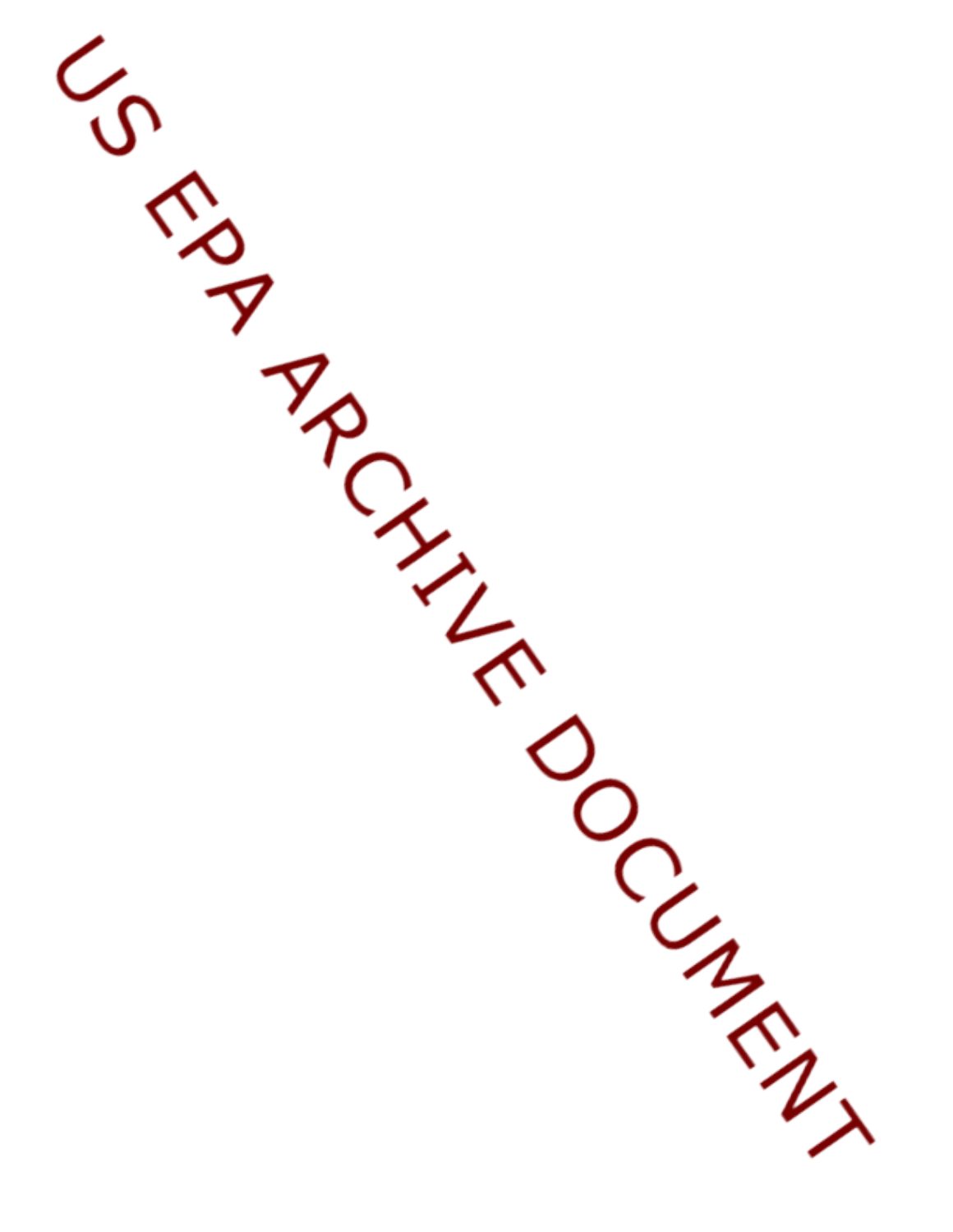US EPA ARCHIVE DOCUMENT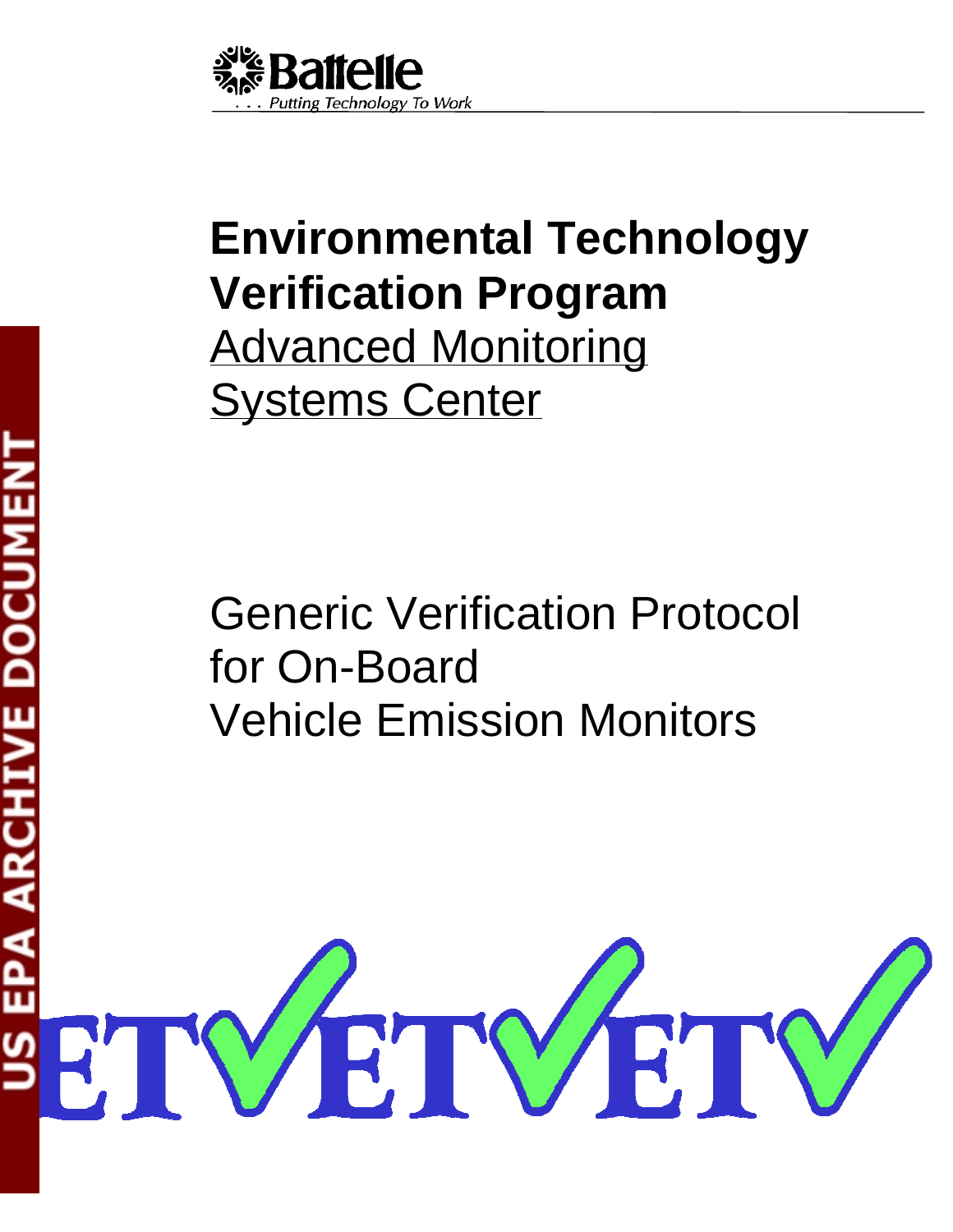# Environmental Technology Verification Program

## Advanced Monitoring Systems Center

# Generic Verification Protocol for On-Board Vehicle Emission Monitors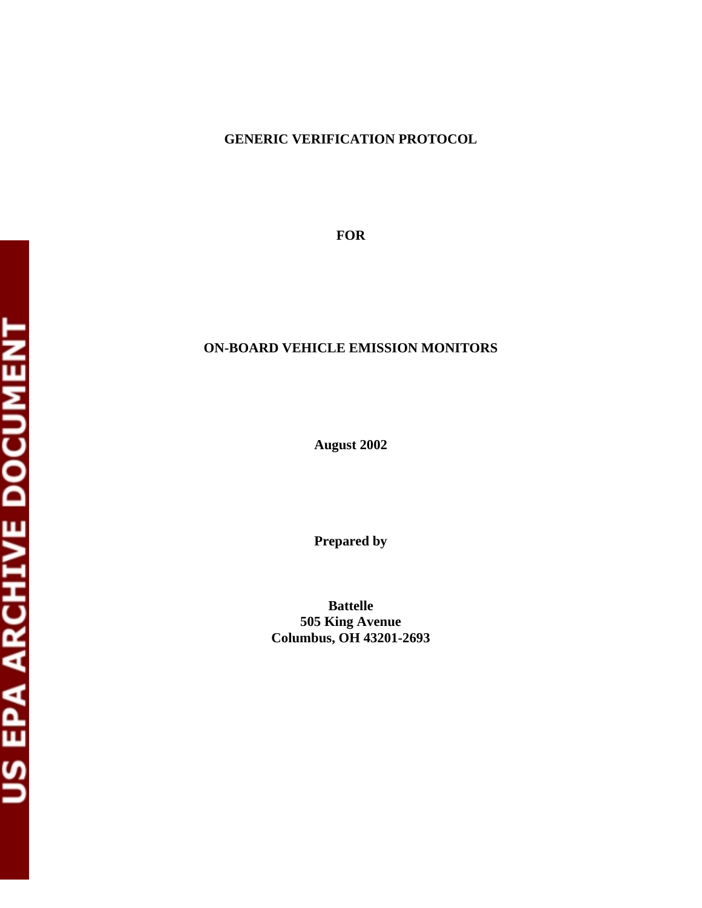**GENERIC VERIFICATION PROTOCOL**

**FOR**

**ON-BOARD VEHICLE EMISSION MONITORS**

**August 2002**

**Prepared by**

**Battelle**
**505 King Avenue**
**Columbus, OH 43201-2693**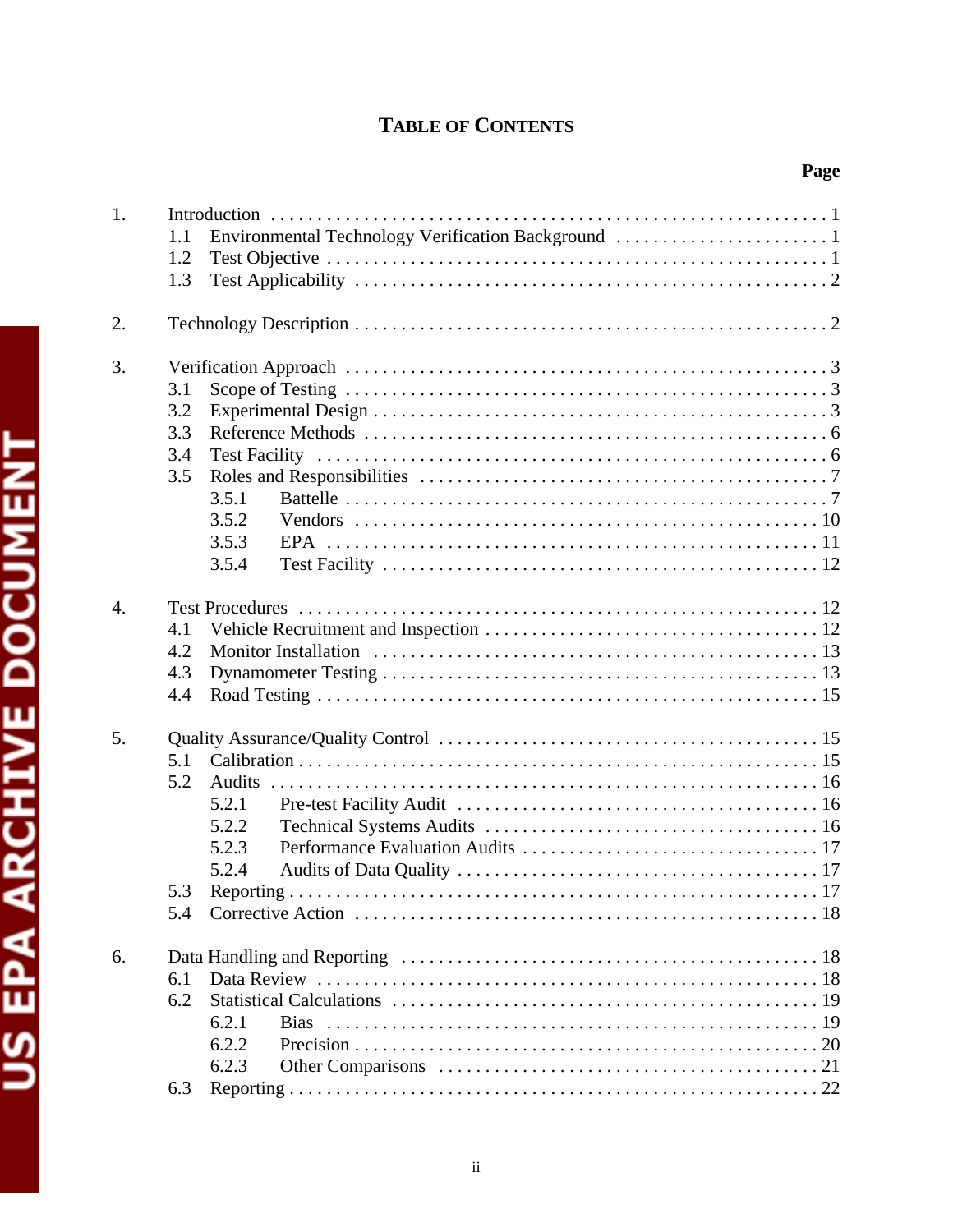# TABLE OF CONTENTS

**Page**

1. Introduction . . . . . . . . . . . . . . . . . . . . . . . . . . . . . . . . . . . . . . . . . . . . . . . . . . . . . . . . . . . . 1
   - 1.1 Environmental Technology Verification Background . . . . . . . . . . . . . . . . . . . . . . . 1
   - 1.2 Test Objective . . . . . . . . . . . . . . . . . . . . . . . . . . . . . . . . . . . . . . . . . . . . . . . . . . . . . 1
   - 1.3 Test Applicability . . . . . . . . . . . . . . . . . . . . . . . . . . . . . . . . . . . . . . . . . . . . . . . . . . 2

2. Technology Description . . . . . . . . . . . . . . . . . . . . . . . . . . . . . . . . . . . . . . . . . . . . . . . . . . 2

3. Verification Approach . . . . . . . . . . . . . . . . . . . . . . . . . . . . . . . . . . . . . . . . . . . . . . . . . . . 3
   - 3.1 Scope of Testing . . . . . . . . . . . . . . . . . . . . . . . . . . . . . . . . . . . . . . . . . . . . . . . . . . . 3
   - 3.2 Experimental Design . . . . . . . . . . . . . . . . . . . . . . . . . . . . . . . . . . . . . . . . . . . . . . . . 3
   - 3.3 Reference Methods . . . . . . . . . . . . . . . . . . . . . . . . . . . . . . . . . . . . . . . . . . . . . . . . . 6
   - 3.4 Test Facility . . . . . . . . . . . . . . . . . . . . . . . . . . . . . . . . . . . . . . . . . . . . . . . . . . . . . . 6
   - 3.5 Roles and Responsibilities . . . . . . . . . . . . . . . . . . . . . . . . . . . . . . . . . . . . . . . . . . . 7
     - 3.5.1 Battelle . . . . . . . . . . . . . . . . . . . . . . . . . . . . . . . . . . . . . . . . . . . . . . . . . . . 7
     - 3.5.2 Vendors . . . . . . . . . . . . . . . . . . . . . . . . . . . . . . . . . . . . . . . . . . . . . . . . . . 10
     - 3.5.3 EPA . . . . . . . . . . . . . . . . . . . . . . . . . . . . . . . . . . . . . . . . . . . . . . . . . . . . . 11
     - 3.5.4 Test Facility . . . . . . . . . . . . . . . . . . . . . . . . . . . . . . . . . . . . . . . . . . . . . . . 12

4. Test Procedures . . . . . . . . . . . . . . . . . . . . . . . . . . . . . . . . . . . . . . . . . . . . . . . . . . . . . . . 12
   - 4.1 Vehicle Recruitment and Inspection . . . . . . . . . . . . . . . . . . . . . . . . . . . . . . . . . . . 12
   - 4.2 Monitor Installation . . . . . . . . . . . . . . . . . . . . . . . . . . . . . . . . . . . . . . . . . . . . . . . 13
   - 4.3 Dynamometer Testing . . . . . . . . . . . . . . . . . . . . . . . . . . . . . . . . . . . . . . . . . . . . . . 13
   - 4.4 Road Testing . . . . . . . . . . . . . . . . . . . . . . . . . . . . . . . . . . . . . . . . . . . . . . . . . . . . . 15

5. Quality Assurance/Quality Control . . . . . . . . . . . . . . . . . . . . . . . . . . . . . . . . . . . . . . . . . 15
   - 5.1 Calibration . . . . . . . . . . . . . . . . . . . . . . . . . . . . . . . . . . . . . . . . . . . . . . . . . . . . . . . 15
   - 5.2 Audits . . . . . . . . . . . . . . . . . . . . . . . . . . . . . . . . . . . . . . . . . . . . . . . . . . . . . . . . . . 16
     - 5.2.1 Pre-test Facility Audit . . . . . . . . . . . . . . . . . . . . . . . . . . . . . . . . . . . . . . . 16
     - 5.2.2 Technical Systems Audits . . . . . . . . . . . . . . . . . . . . . . . . . . . . . . . . . . . . 16
     - 5.2.3 Performance Evaluation Audits . . . . . . . . . . . . . . . . . . . . . . . . . . . . . . . . 17
     - 5.2.4 Audits of Data Quality . . . . . . . . . . . . . . . . . . . . . . . . . . . . . . . . . . . . . . . 17
   - 5.3 Reporting . . . . . . . . . . . . . . . . . . . . . . . . . . . . . . . . . . . . . . . . . . . . . . . . . . . . . . . . 17
   - 5.4 Corrective Action . . . . . . . . . . . . . . . . . . . . . . . . . . . . . . . . . . . . . . . . . . . . . . . . . . 18

6. Data Handling and Reporting . . . . . . . . . . . . . . . . . . . . . . . . . . . . . . . . . . . . . . . . . . . . . 18
   - 6.1 Data Review . . . . . . . . . . . . . . . . . . . . . . . . . . . . . . . . . . . . . . . . . . . . . . . . . . . . . . 18
   - 6.2 Statistical Calculations . . . . . . . . . . . . . . . . . . . . . . . . . . . . . . . . . . . . . . . . . . . . . 19
     - 6.2.1 Bias . . . . . . . . . . . . . . . . . . . . . . . . . . . . . . . . . . . . . . . . . . . . . . . . . . . . . 19
     - 6.2.2 Precision . . . . . . . . . . . . . . . . . . . . . . . . . . . . . . . . . . . . . . . . . . . . . . . . . 20
     - 6.2.3 Other Comparisons . . . . . . . . . . . . . . . . . . . . . . . . . . . . . . . . . . . . . . . . . 21
   - 6.3 Reporting . . . . . . . . . . . . . . . . . . . . . . . . . . . . . . . . . . . . . . . . . . . . . . . . . . . . . . . . 22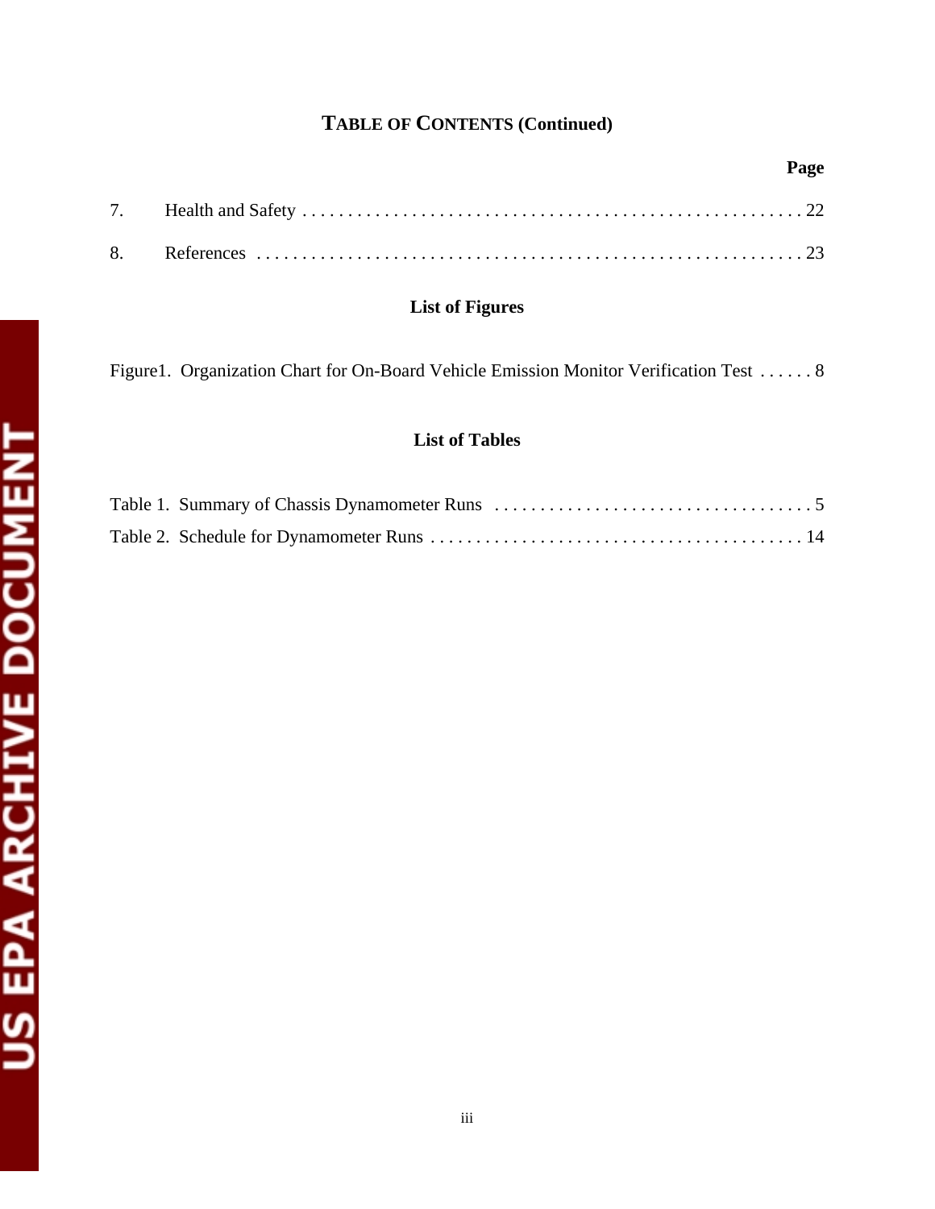## TABLE OF CONTENTS (Continued)

**Page**

7. Health and Safety . . . . . . . . . . . . . . . . . . . . . . . . . . . . . . . . . . . . . . . . . . . . . . . . . . . . . 22

8. References . . . . . . . . . . . . . . . . . . . . . . . . . . . . . . . . . . . . . . . . . . . . . . . . . . . . . . . . . . . 23

### List of Figures

Figure1. Organization Chart for On-Board Vehicle Emission Monitor Verification Test . . . . . . 8

### List of Tables

Table 1. Summary of Chassis Dynamometer Runs . . . . . . . . . . . . . . . . . . . . . . . . . . . . . . . . . . . 5

Table 2. Schedule for Dynamometer Runs . . . . . . . . . . . . . . . . . . . . . . . . . . . . . . . . . . . . . . . . 14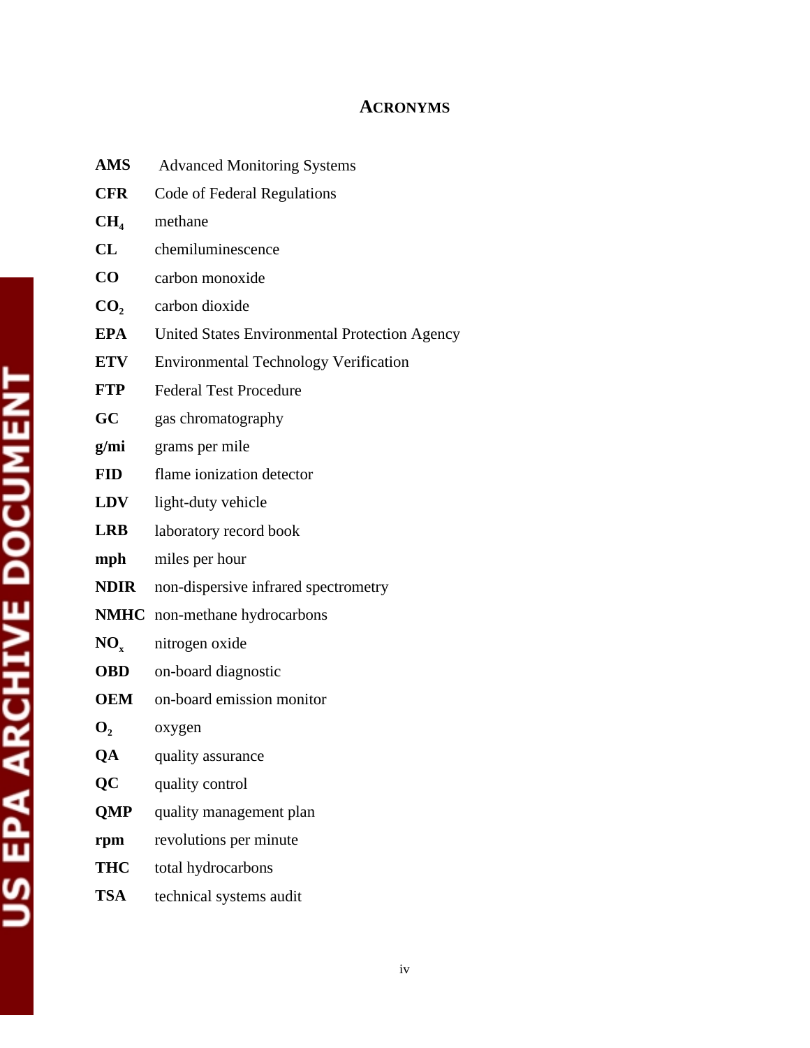# ACRONYMS

| | |
|---|---|
| **AMS** | Advanced Monitoring Systems |
| **CFR** | Code of Federal Regulations |
| **$CH_4$** | methane |
| **CL** | chemiluminescence |
| **CO** | carbon monoxide |
| **$CO_2$** | carbon dioxide |
| **EPA** | United States Environmental Protection Agency |
| **ETV** | Environmental Technology Verification |
| **FTP** | Federal Test Procedure |
| **GC** | gas chromatography |
| **g/mi** | grams per mile |
| **FID** | flame ionization detector |
| **LDV** | light-duty vehicle |
| **LRB** | laboratory record book |
| **mph** | miles per hour |
| **NDIR** | non-dispersive infrared spectrometry |
| **NMHC** | non-methane hydrocarbons |
| **$NO_x$** | nitrogen oxide |
| **OBD** | on-board diagnostic |
| **OEM** | on-board emission monitor |
| **$O_2$** | oxygen |
| **QA** | quality assurance |
| **QC** | quality control |
| **QMP** | quality management plan |
| **rpm** | revolutions per minute |
| **THC** | total hydrocarbons |
| **TSA** | technical systems audit |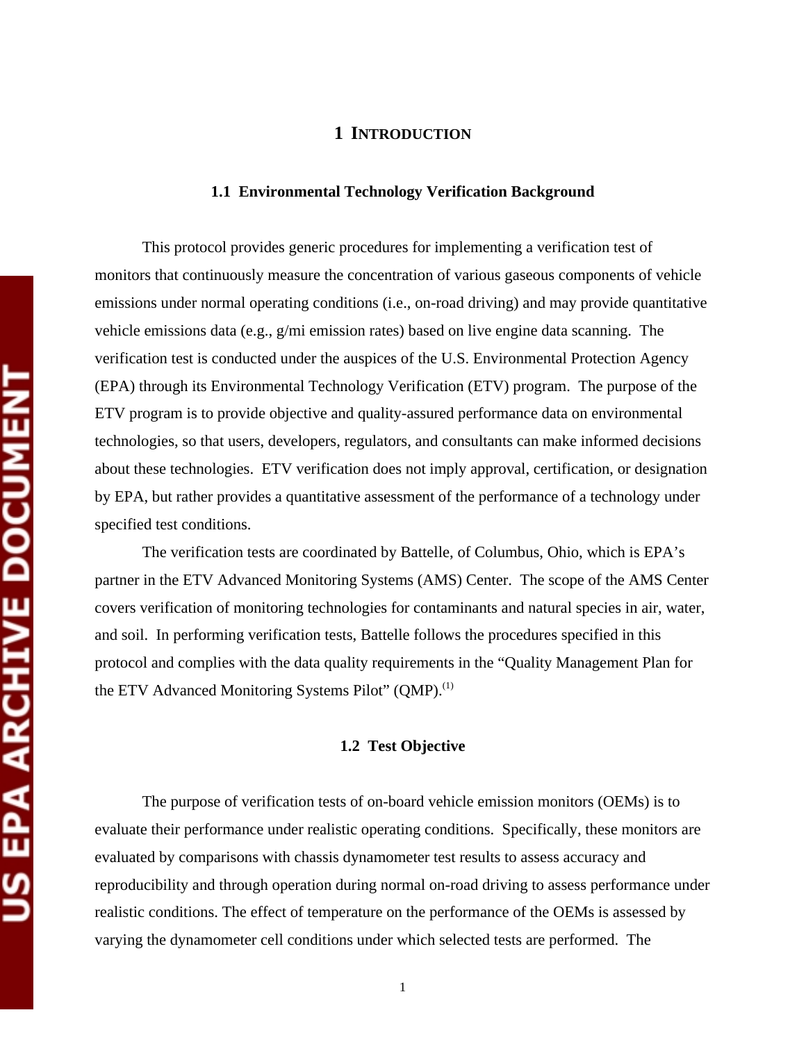# 1 INTRODUCTION

## 1.1 Environmental Technology Verification Background

This protocol provides generic procedures for implementing a verification test of monitors that continuously measure the concentration of various gaseous components of vehicle emissions under normal operating conditions (i.e., on-road driving) and may provide quantitative vehicle emissions data (e.g., g/mi emission rates) based on live engine data scanning. The verification test is conducted under the auspices of the U.S. Environmental Protection Agency (EPA) through its Environmental Technology Verification (ETV) program. The purpose of the ETV program is to provide objective and quality-assured performance data on environmental technologies, so that users, developers, regulators, and consultants can make informed decisions about these technologies. ETV verification does not imply approval, certification, or designation by EPA, but rather provides a quantitative assessment of the performance of a technology under specified test conditions.

The verification tests are coordinated by Battelle, of Columbus, Ohio, which is EPA's partner in the ETV Advanced Monitoring Systems (AMS) Center. The scope of the AMS Center covers verification of monitoring technologies for contaminants and natural species in air, water, and soil. In performing verification tests, Battelle follows the procedures specified in this protocol and complies with the data quality requirements in the "Quality Management Plan for the ETV Advanced Monitoring Systems Pilot" (QMP).[1]

## 1.2 Test Objective

The purpose of verification tests of on-board vehicle emission monitors (OEMs) is to evaluate their performance under realistic operating conditions. Specifically, these monitors are evaluated by comparisons with chassis dynamometer test results to assess accuracy and reproducibility and through operation during normal on-road driving to assess performance under realistic conditions. The effect of temperature on the performance of the OEMs is assessed by varying the dynamometer cell conditions under which selected tests are performed. The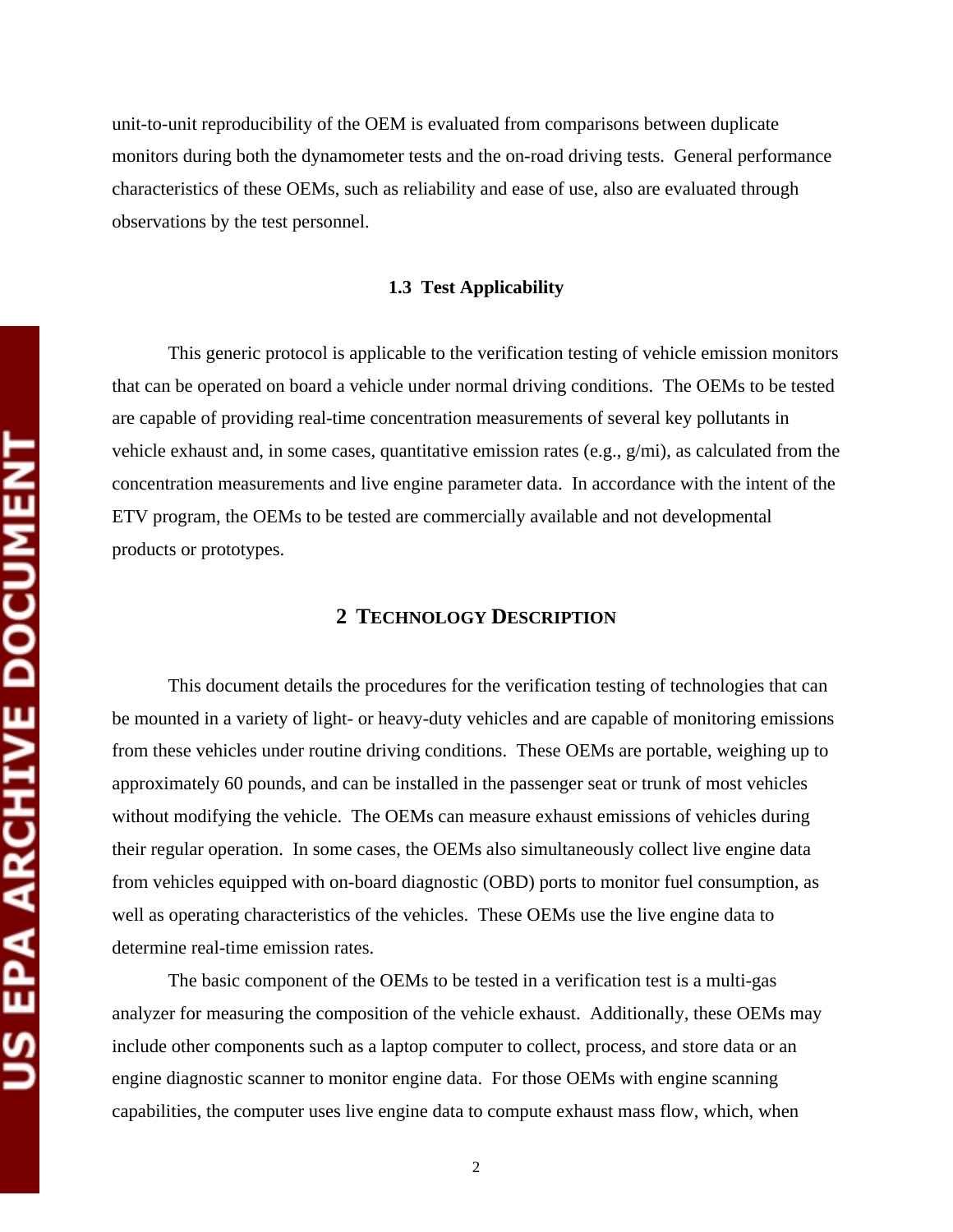unit-to-unit reproducibility of the OEM is evaluated from comparisons between duplicate monitors during both the dynamometer tests and the on-road driving tests. General performance characteristics of these OEMs, such as reliability and ease of use, also are evaluated through observations by the test personnel.

### 1.3 Test Applicability

This generic protocol is applicable to the verification testing of vehicle emission monitors that can be operated on board a vehicle under normal driving conditions. The OEMs to be tested are capable of providing real-time concentration measurements of several key pollutants in vehicle exhaust and, in some cases, quantitative emission rates (e.g., g/mi), as calculated from the concentration measurements and live engine parameter data. In accordance with the intent of the ETV program, the OEMs to be tested are commercially available and not developmental products or prototypes.

## 2 TECHNOLOGY DESCRIPTION

This document details the procedures for the verification testing of technologies that can be mounted in a variety of light- or heavy-duty vehicles and are capable of monitoring emissions from these vehicles under routine driving conditions. These OEMs are portable, weighing up to approximately 60 pounds, and can be installed in the passenger seat or trunk of most vehicles without modifying the vehicle. The OEMs can measure exhaust emissions of vehicles during their regular operation. In some cases, the OEMs also simultaneously collect live engine data from vehicles equipped with on-board diagnostic (OBD) ports to monitor fuel consumption, as well as operating characteristics of the vehicles. These OEMs use the live engine data to determine real-time emission rates.

The basic component of the OEMs to be tested in a verification test is a multi-gas analyzer for measuring the composition of the vehicle exhaust. Additionally, these OEMs may include other components such as a laptop computer to collect, process, and store data or an engine diagnostic scanner to monitor engine data. For those OEMs with engine scanning capabilities, the computer uses live engine data to compute exhaust mass flow, which, when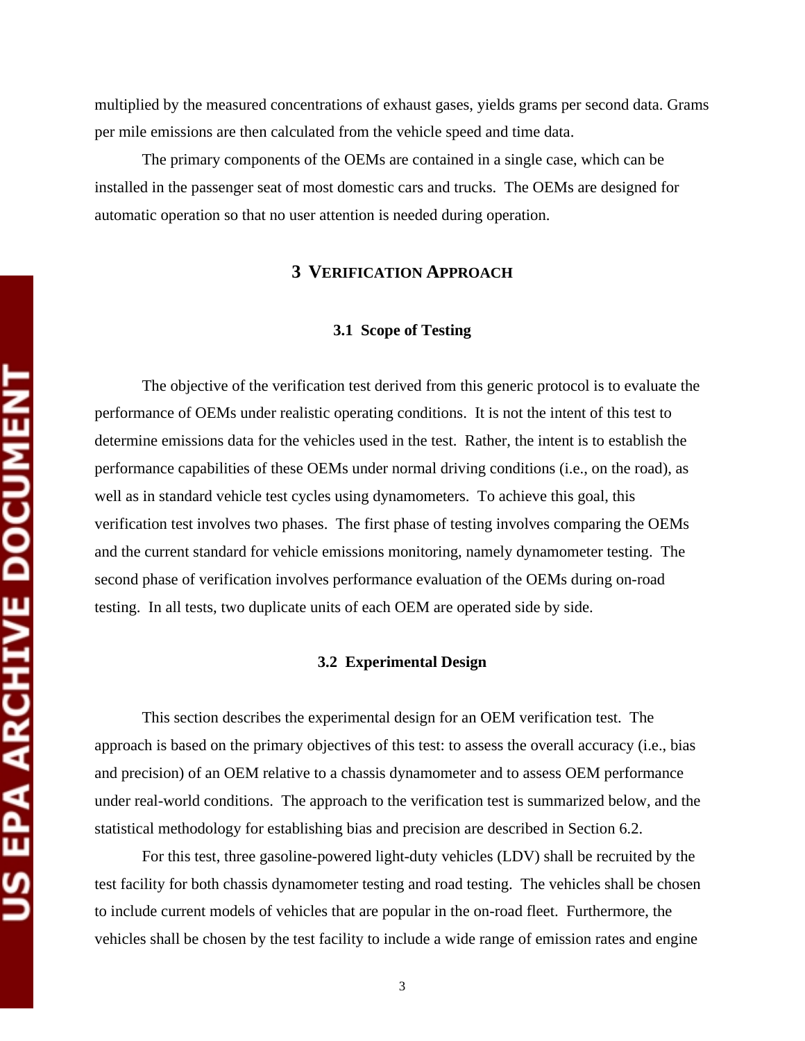multiplied by the measured concentrations of exhaust gases, yields grams per second data. Grams per mile emissions are then calculated from the vehicle speed and time data.

The primary components of the OEMs are contained in a single case, which can be installed in the passenger seat of most domestic cars and trucks. The OEMs are designed for automatic operation so that no user attention is needed during operation.

# 3 VERIFICATION APPROACH

## 3.1 Scope of Testing

The objective of the verification test derived from this generic protocol is to evaluate the performance of OEMs under realistic operating conditions. It is not the intent of this test to determine emissions data for the vehicles used in the test. Rather, the intent is to establish the performance capabilities of these OEMs under normal driving conditions (i.e., on the road), as well as in standard vehicle test cycles using dynamometers. To achieve this goal, this verification test involves two phases. The first phase of testing involves comparing the OEMs and the current standard for vehicle emissions monitoring, namely dynamometer testing. The second phase of verification involves performance evaluation of the OEMs during on-road testing. In all tests, two duplicate units of each OEM are operated side by side.

## 3.2 Experimental Design

This section describes the experimental design for an OEM verification test. The approach is based on the primary objectives of this test: to assess the overall accuracy (i.e., bias and precision) of an OEM relative to a chassis dynamometer and to assess OEM performance under real-world conditions. The approach to the verification test is summarized below, and the statistical methodology for establishing bias and precision are described in Section 6.2.

For this test, three gasoline-powered light-duty vehicles (LDV) shall be recruited by the test facility for both chassis dynamometer testing and road testing. The vehicles shall be chosen to include current models of vehicles that are popular in the on-road fleet. Furthermore, the vehicles shall be chosen by the test facility to include a wide range of emission rates and engine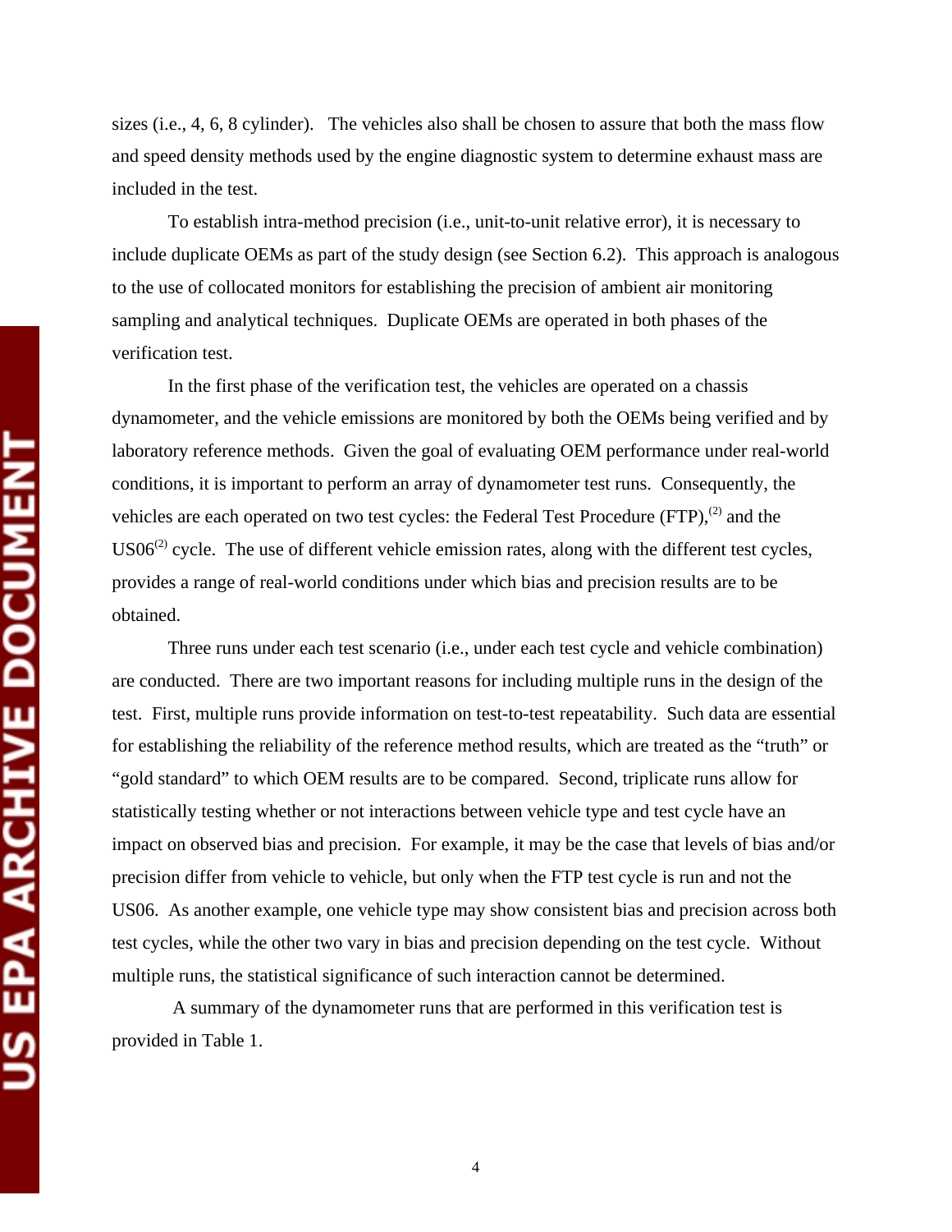sizes (i.e., 4, 6, 8 cylinder). The vehicles also shall be chosen to assure that both the mass flow and speed density methods used by the engine diagnostic system to determine exhaust mass are included in the test.

To establish intra-method precision (i.e., unit-to-unit relative error), it is necessary to include duplicate OEMs as part of the study design (see Section 6.2). This approach is analogous to the use of collocated monitors for establishing the precision of ambient air monitoring sampling and analytical techniques. Duplicate OEMs are operated in both phases of the verification test.

In the first phase of the verification test, the vehicles are operated on a chassis dynamometer, and the vehicle emissions are monitored by both the OEMs being verified and by laboratory reference methods. Given the goal of evaluating OEM performance under real-world conditions, it is important to perform an array of dynamometer test runs. Consequently, the vehicles are each operated on two test cycles: the Federal Test Procedure (FTP),[2] and the US06[2] cycle. The use of different vehicle emission rates, along with the different test cycles, provides a range of real-world conditions under which bias and precision results are to be obtained.

Three runs under each test scenario (i.e., under each test cycle and vehicle combination) are conducted. There are two important reasons for including multiple runs in the design of the test. First, multiple runs provide information on test-to-test repeatability. Such data are essential for establishing the reliability of the reference method results, which are treated as the "truth" or "gold standard" to which OEM results are to be compared. Second, triplicate runs allow for statistically testing whether or not interactions between vehicle type and test cycle have an impact on observed bias and precision. For example, it may be the case that levels of bias and/or precision differ from vehicle to vehicle, but only when the FTP test cycle is run and not the US06. As another example, one vehicle type may show consistent bias and precision across both test cycles, while the other two vary in bias and precision depending on the test cycle. Without multiple runs, the statistical significance of such interaction cannot be determined.

A summary of the dynamometer runs that are performed in this verification test is provided in Table 1.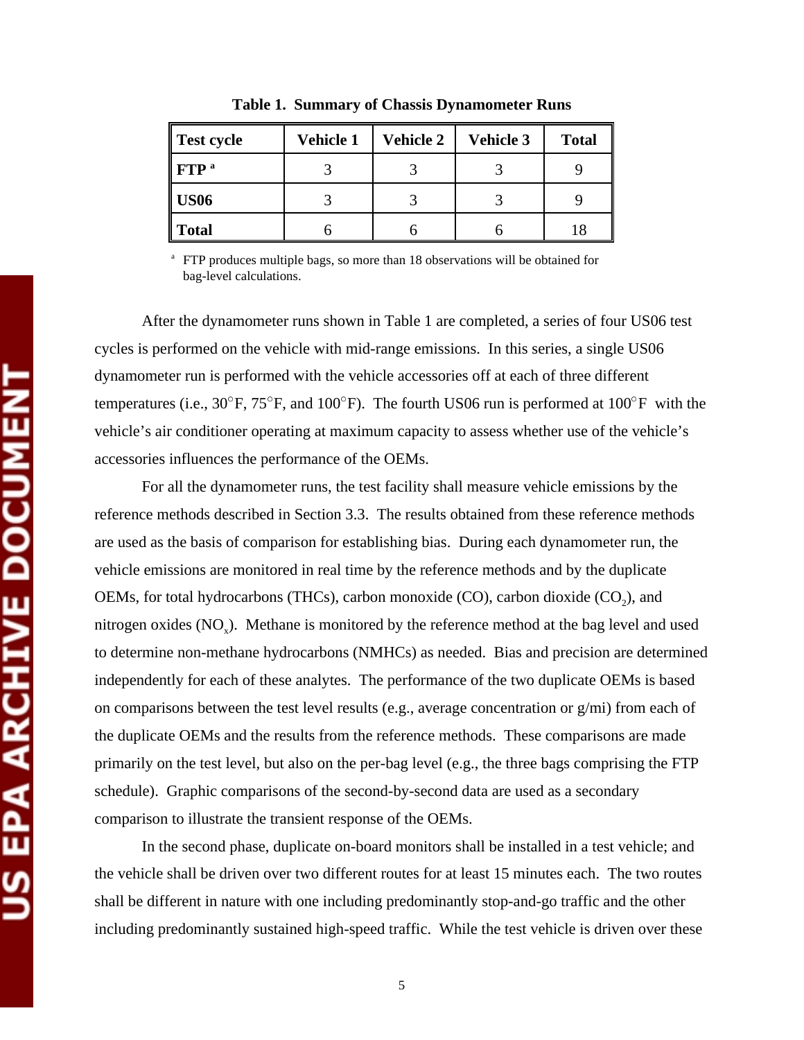**Table 1. Summary of Chassis Dynamometer Runs**

| Test cycle | Vehicle 1 | Vehicle 2 | Vehicle 3 | Total |
|---|---|---|---|---|
| **FTP** [a] | 3 | 3 | 3 | 9 |
| **US06** | 3 | 3 | 3 | 9 |
| **Total** | 6 | 6 | 6 | 18 |

[a] FTP produces multiple bags, so more than 18 observations will be obtained for bag-level calculations.

After the dynamometer runs shown in Table 1 are completed, a series of four US06 test cycles is performed on the vehicle with mid-range emissions. In this series, a single US06 dynamometer run is performed with the vehicle accessories off at each of three different temperatures (i.e., 30°F, 75°F, and 100°F). The fourth US06 run is performed at 100°F with the vehicle's air conditioner operating at maximum capacity to assess whether use of the vehicle's accessories influences the performance of the OEMs.

For all the dynamometer runs, the test facility shall measure vehicle emissions by the reference methods described in Section 3.3. The results obtained from these reference methods are used as the basis of comparison for establishing bias. During each dynamometer run, the vehicle emissions are monitored in real time by the reference methods and by the duplicate OEMs, for total hydrocarbons (THCs), carbon monoxide (CO), carbon dioxide ($CO_2$), and nitrogen oxides ($NO_x$). Methane is monitored by the reference method at the bag level and used to determine non-methane hydrocarbons (NMHCs) as needed. Bias and precision are determined independently for each of these analytes. The performance of the two duplicate OEMs is based on comparisons between the test level results (e.g., average concentration or g/mi) from each of the duplicate OEMs and the results from the reference methods. These comparisons are made primarily on the test level, but also on the per-bag level (e.g., the three bags comprising the FTP schedule). Graphic comparisons of the second-by-second data are used as a secondary comparison to illustrate the transient response of the OEMs.

In the second phase, duplicate on-board monitors shall be installed in a test vehicle; and the vehicle shall be driven over two different routes for at least 15 minutes each. The two routes shall be different in nature with one including predominantly stop-and-go traffic and the other including predominantly sustained high-speed traffic. While the test vehicle is driven over these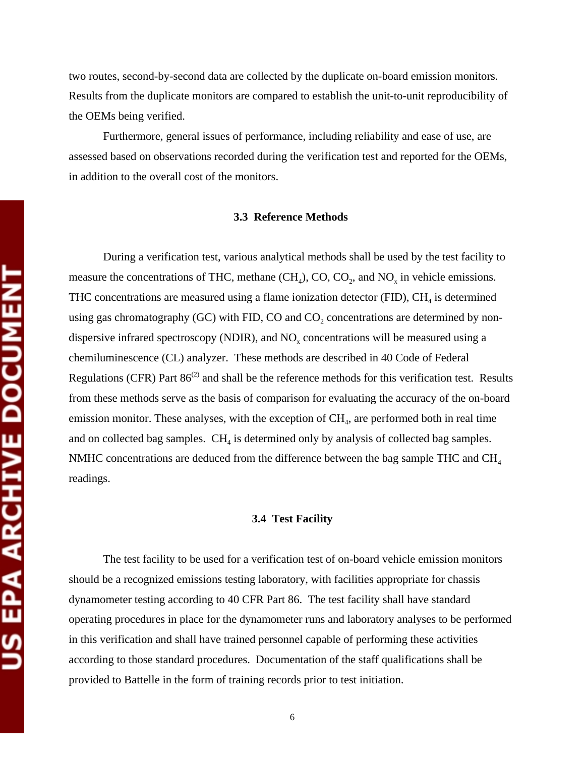two routes, second-by-second data are collected by the duplicate on-board emission monitors. Results from the duplicate monitors are compared to establish the unit-to-unit reproducibility of the OEMs being verified.

Furthermore, general issues of performance, including reliability and ease of use, are assessed based on observations recorded during the verification test and reported for the OEMs, in addition to the overall cost of the monitors.

### 3.3 Reference Methods

During a verification test, various analytical methods shall be used by the test facility to measure the concentrations of THC, methane ($CH_4$), CO, $CO_2$, and $NO_x$ in vehicle emissions. THC concentrations are measured using a flame ionization detector (FID), $CH_4$ is determined using gas chromatography (GC) with FID, CO and $CO_2$ concentrations are determined by non-dispersive infrared spectroscopy (NDIR), and $NO_x$ concentrations will be measured using a chemiluminescence (CL) analyzer. These methods are described in 40 Code of Federal Regulations (CFR) Part 86[2] and shall be the reference methods for this verification test. Results from these methods serve as the basis of comparison for evaluating the accuracy of the on-board emission monitor. These analyses, with the exception of $CH_4$, are performed both in real time and on collected bag samples. $CH_4$ is determined only by analysis of collected bag samples. NMHC concentrations are deduced from the difference between the bag sample THC and $CH_4$ readings.

### 3.4 Test Facility

The test facility to be used for a verification test of on-board vehicle emission monitors should be a recognized emissions testing laboratory, with facilities appropriate for chassis dynamometer testing according to 40 CFR Part 86. The test facility shall have standard operating procedures in place for the dynamometer runs and laboratory analyses to be performed in this verification and shall have trained personnel capable of performing these activities according to those standard procedures. Documentation of the staff qualifications shall be provided to Battelle in the form of training records prior to test initiation.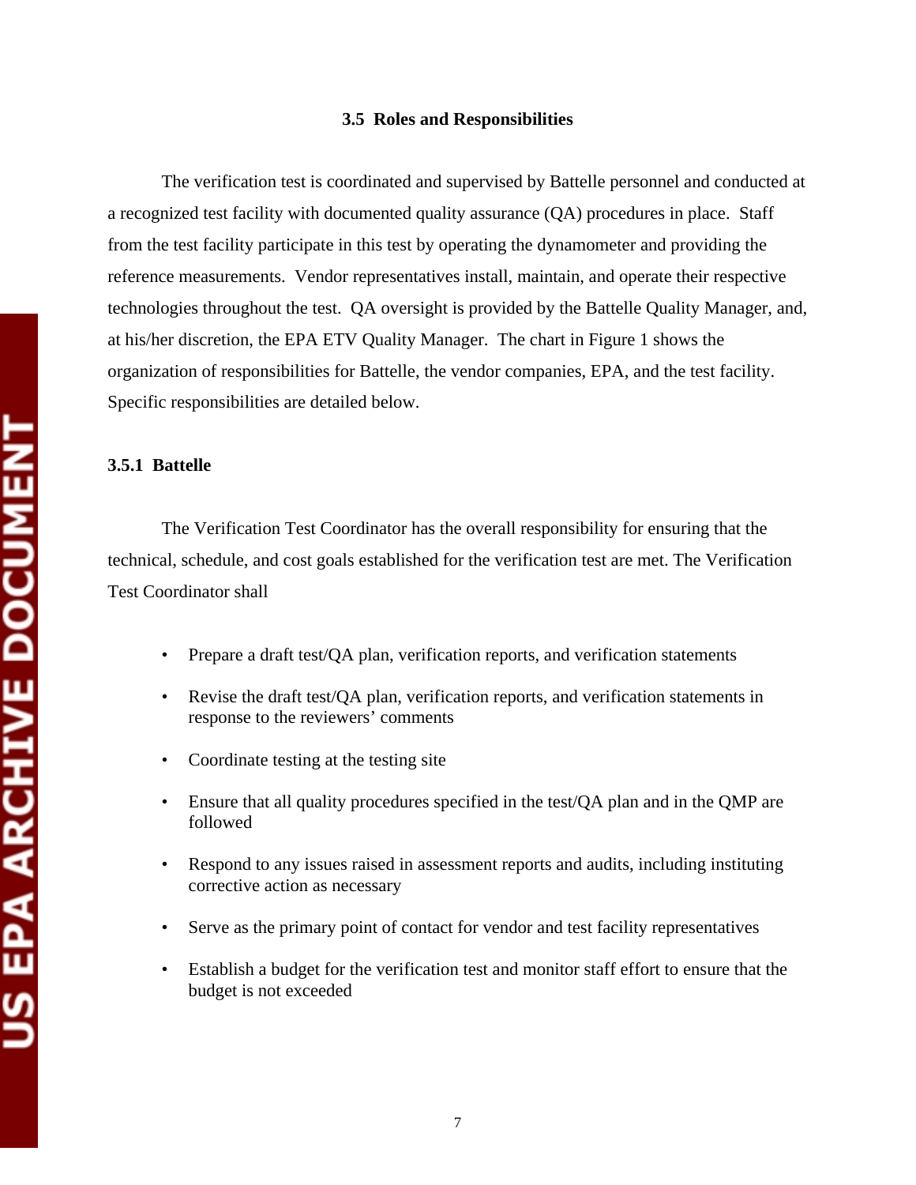## 3.5 Roles and Responsibilities

The verification test is coordinated and supervised by Battelle personnel and conducted at a recognized test facility with documented quality assurance (QA) procedures in place. Staff from the test facility participate in this test by operating the dynamometer and providing the reference measurements. Vendor representatives install, maintain, and operate their respective technologies throughout the test. QA oversight is provided by the Battelle Quality Manager, and, at his/her discretion, the EPA ETV Quality Manager. The chart in Figure 1 shows the organization of responsibilities for Battelle, the vendor companies, EPA, and the test facility. Specific responsibilities are detailed below.

### 3.5.1 Battelle

The Verification Test Coordinator has the overall responsibility for ensuring that the technical, schedule, and cost goals established for the verification test are met. The Verification Test Coordinator shall

- Prepare a draft test/QA plan, verification reports, and verification statements
- Revise the draft test/QA plan, verification reports, and verification statements in response to the reviewers' comments
- Coordinate testing at the testing site
- Ensure that all quality procedures specified in the test/QA plan and in the QMP are followed
- Respond to any issues raised in assessment reports and audits, including instituting corrective action as necessary
- Serve as the primary point of contact for vendor and test facility representatives
- Establish a budget for the verification test and monitor staff effort to ensure that the budget is not exceeded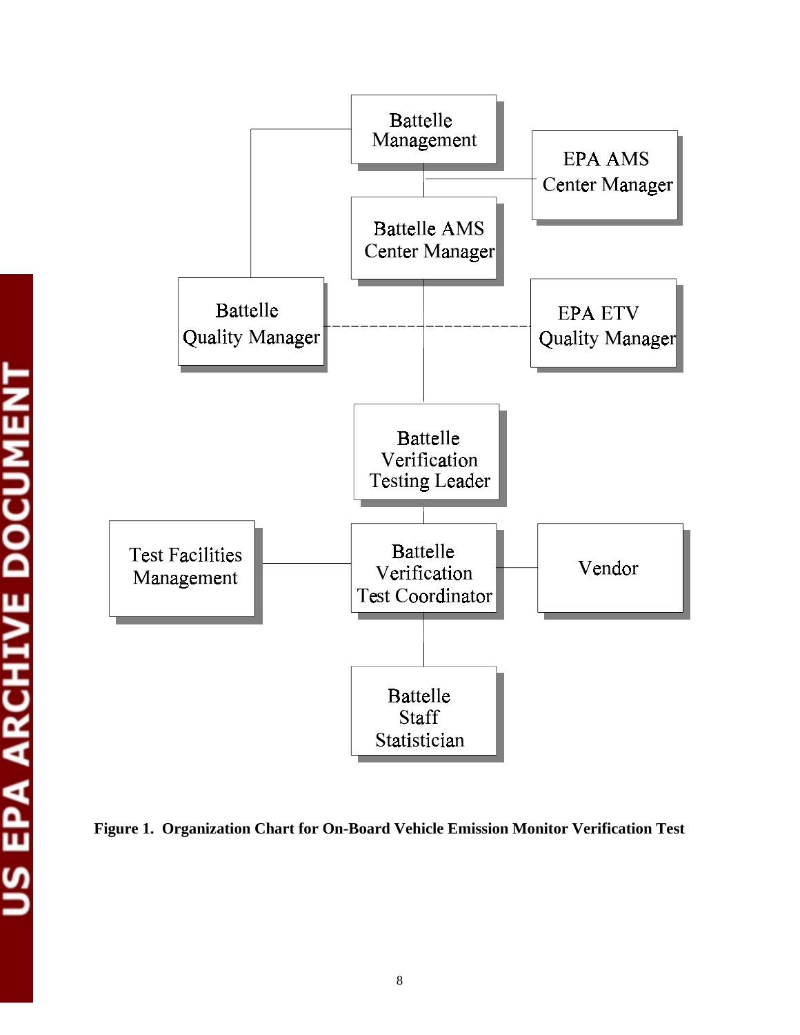Battelle Management

EPA AMS Center Manager

Battelle AMS Center Manager

Battelle Quality Manager

EPA ETV Quality Manager

Battelle Verification Testing Leader

Test Facilities Management

Battelle Verification Test Coordinator

Vendor

Battelle Staff Statistician

**Figure 1. Organization Chart for On-Board Vehicle Emission Monitor Verification Test**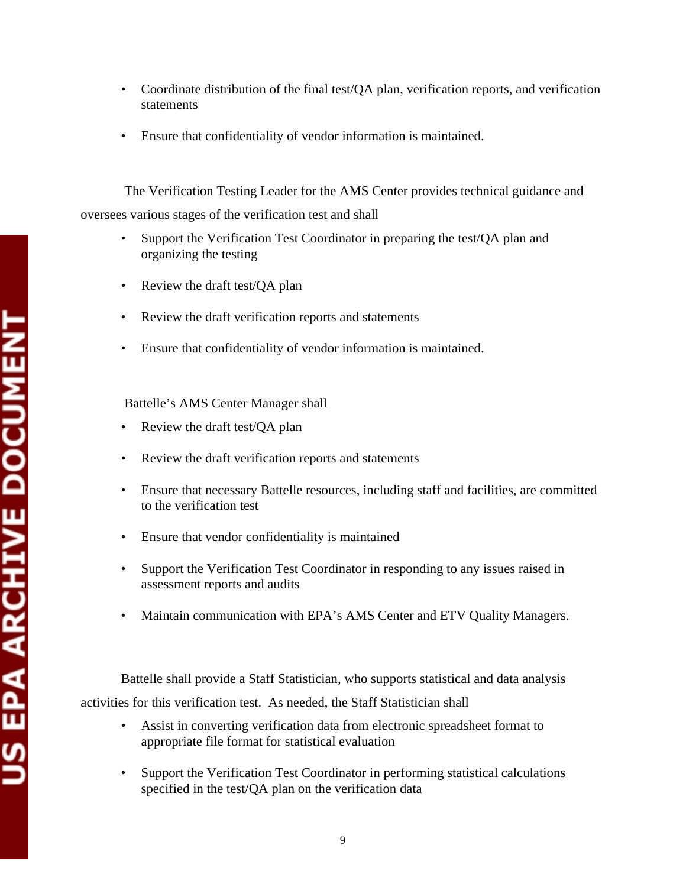- Coordinate distribution of the final test/QA plan, verification reports, and verification statements
- Ensure that confidentiality of vendor information is maintained.

The Verification Testing Leader for the AMS Center provides technical guidance and oversees various stages of the verification test and shall

- Support the Verification Test Coordinator in preparing the test/QA plan and organizing the testing
- Review the draft test/QA plan
- Review the draft verification reports and statements
- Ensure that confidentiality of vendor information is maintained.

Battelle's AMS Center Manager shall

- Review the draft test/QA plan
- Review the draft verification reports and statements
- Ensure that necessary Battelle resources, including staff and facilities, are committed to the verification test
- Ensure that vendor confidentiality is maintained
- Support the Verification Test Coordinator in responding to any issues raised in assessment reports and audits
- Maintain communication with EPA's AMS Center and ETV Quality Managers.

Battelle shall provide a Staff Statistician, who supports statistical and data analysis activities for this verification test. As needed, the Staff Statistician shall

- Assist in converting verification data from electronic spreadsheet format to appropriate file format for statistical evaluation
- Support the Verification Test Coordinator in performing statistical calculations specified in the test/QA plan on the verification data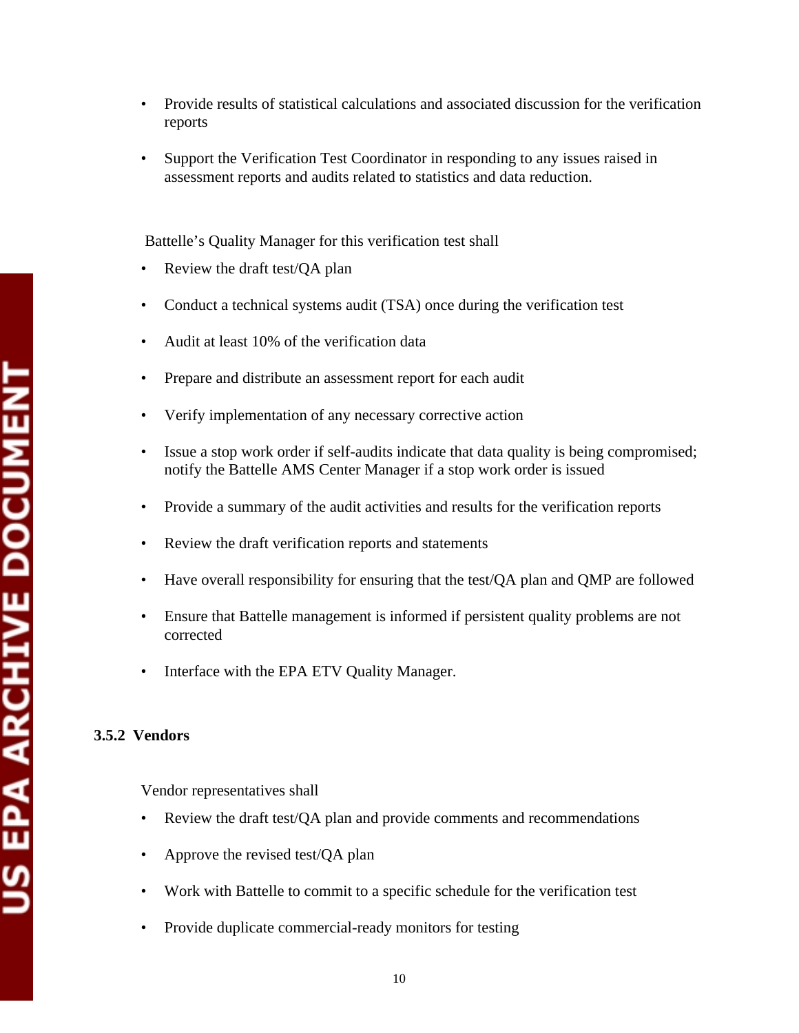- Provide results of statistical calculations and associated discussion for the verification reports
- Support the Verification Test Coordinator in responding to any issues raised in assessment reports and audits related to statistics and data reduction.

Battelle's Quality Manager for this verification test shall

- Review the draft test/QA plan
- Conduct a technical systems audit (TSA) once during the verification test
- Audit at least 10% of the verification data
- Prepare and distribute an assessment report for each audit
- Verify implementation of any necessary corrective action
- Issue a stop work order if self-audits indicate that data quality is being compromised; notify the Battelle AMS Center Manager if a stop work order is issued
- Provide a summary of the audit activities and results for the verification reports
- Review the draft verification reports and statements
- Have overall responsibility for ensuring that the test/QA plan and QMP are followed
- Ensure that Battelle management is informed if persistent quality problems are not corrected
- Interface with the EPA ETV Quality Manager.

### 3.5.2 Vendors

Vendor representatives shall

- Review the draft test/QA plan and provide comments and recommendations
- Approve the revised test/QA plan
- Work with Battelle to commit to a specific schedule for the verification test
- Provide duplicate commercial-ready monitors for testing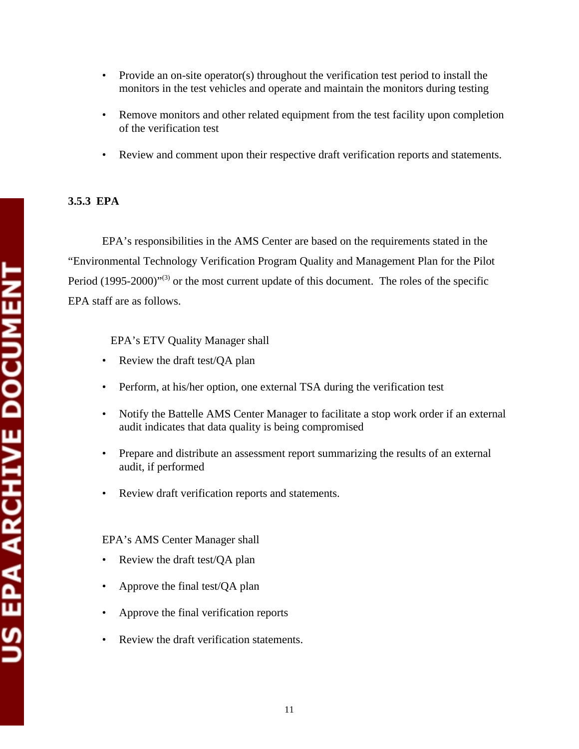- Provide an on-site operator(s) throughout the verification test period to install the monitors in the test vehicles and operate and maintain the monitors during testing
- Remove monitors and other related equipment from the test facility upon completion of the verification test
- Review and comment upon their respective draft verification reports and statements.

### 3.5.3 EPA

EPA's responsibilities in the AMS Center are based on the requirements stated in the "Environmental Technology Verification Program Quality and Management Plan for the Pilot Period (1995-2000)"[3] or the most current update of this document. The roles of the specific EPA staff are as follows.

EPA's ETV Quality Manager shall

- Review the draft test/QA plan
- Perform, at his/her option, one external TSA during the verification test
- Notify the Battelle AMS Center Manager to facilitate a stop work order if an external audit indicates that data quality is being compromised
- Prepare and distribute an assessment report summarizing the results of an external audit, if performed
- Review draft verification reports and statements.

EPA's AMS Center Manager shall

- Review the draft test/QA plan
- Approve the final test/QA plan
- Approve the final verification reports
- Review the draft verification statements.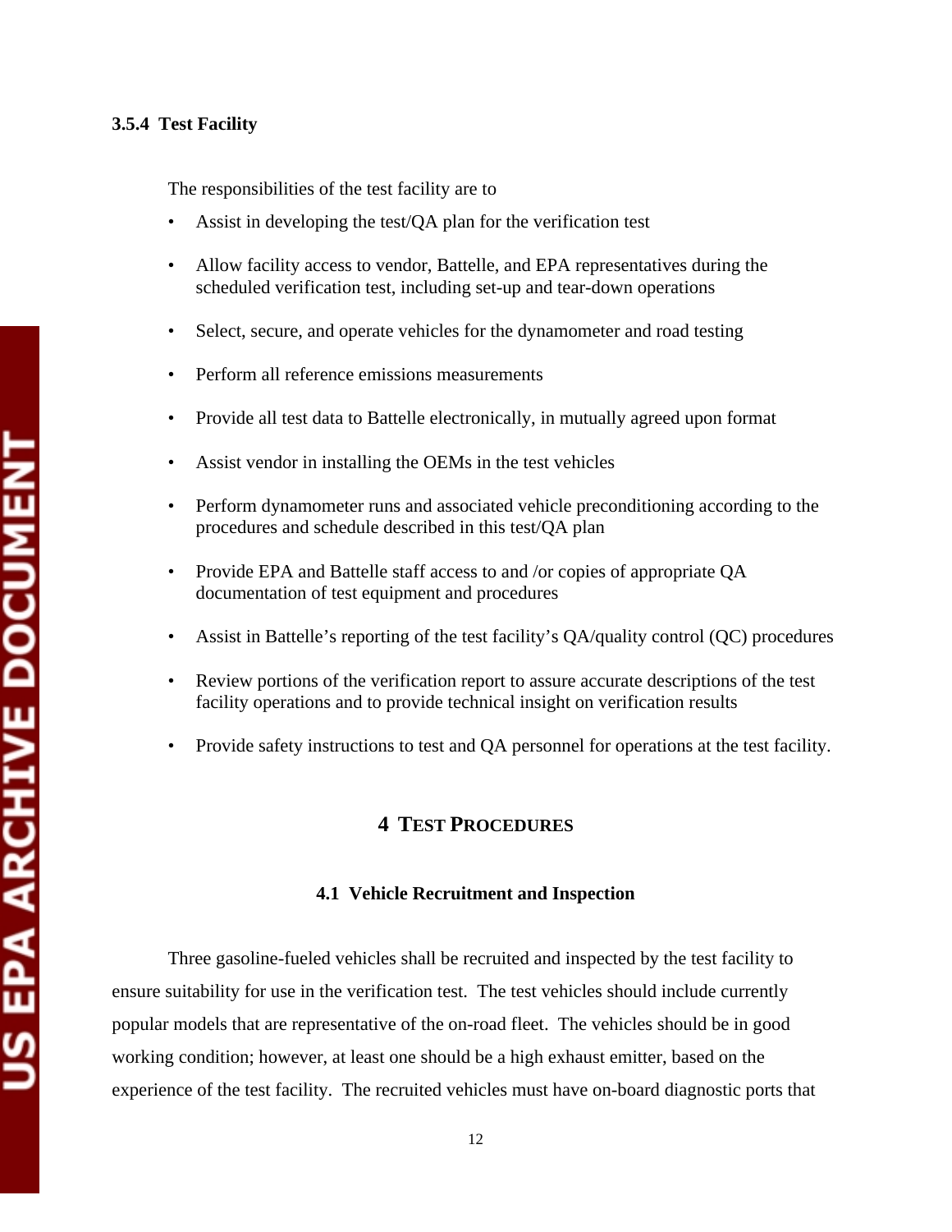### 3.5.4 Test Facility

The responsibilities of the test facility are to

- Assist in developing the test/QA plan for the verification test
- Allow facility access to vendor, Battelle, and EPA representatives during the scheduled verification test, including set-up and tear-down operations
- Select, secure, and operate vehicles for the dynamometer and road testing
- Perform all reference emissions measurements
- Provide all test data to Battelle electronically, in mutually agreed upon format
- Assist vendor in installing the OEMs in the test vehicles
- Perform dynamometer runs and associated vehicle preconditioning according to the procedures and schedule described in this test/QA plan
- Provide EPA and Battelle staff access to and /or copies of appropriate QA documentation of test equipment and procedures
- Assist in Battelle's reporting of the test facility's QA/quality control (QC) procedures
- Review portions of the verification report to assure accurate descriptions of the test facility operations and to provide technical insight on verification results
- Provide safety instructions to test and QA personnel for operations at the test facility.

# 4 TEST PROCEDURES

## 4.1 Vehicle Recruitment and Inspection

Three gasoline-fueled vehicles shall be recruited and inspected by the test facility to ensure suitability for use in the verification test. The test vehicles should include currently popular models that are representative of the on-road fleet. The vehicles should be in good working condition; however, at least one should be a high exhaust emitter, based on the experience of the test facility. The recruited vehicles must have on-board diagnostic ports that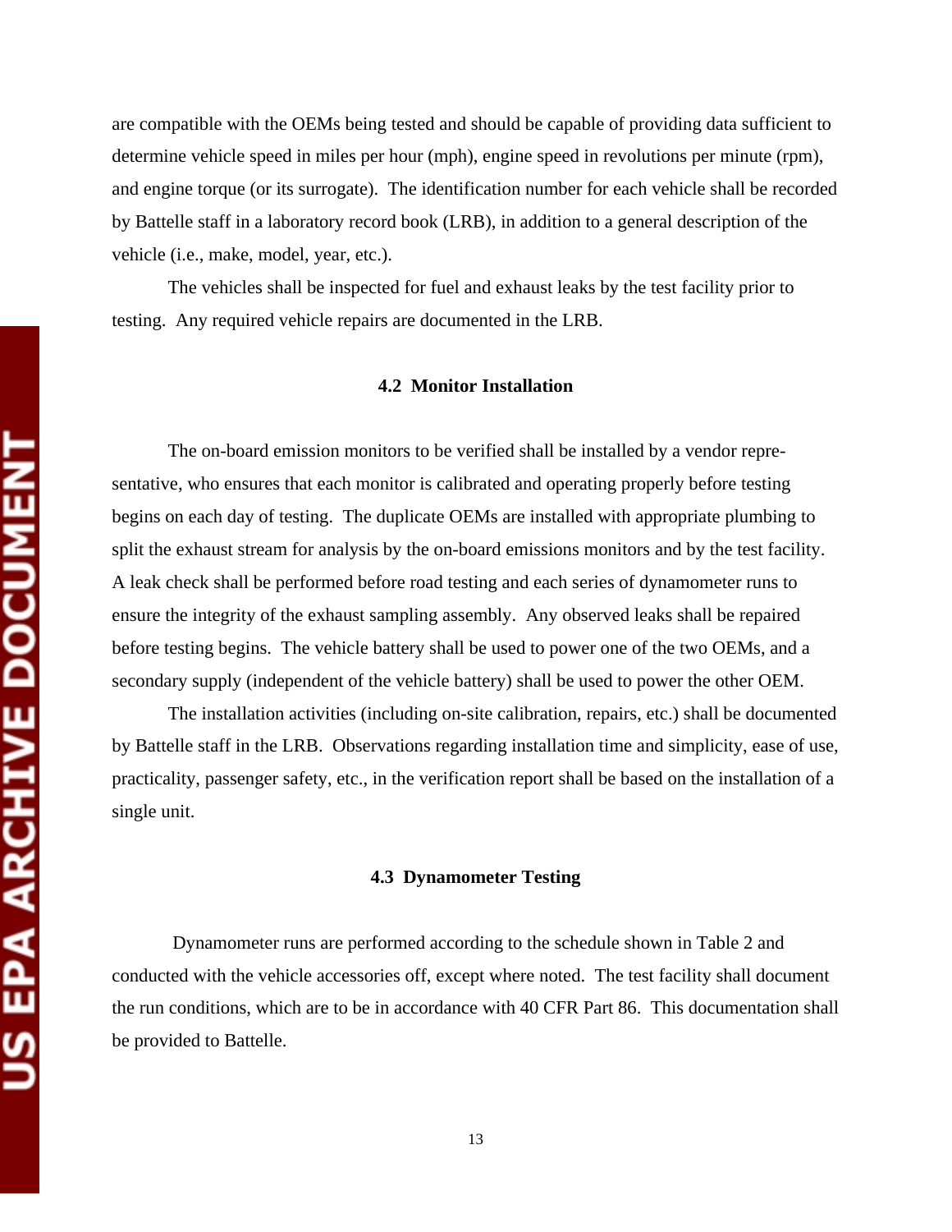are compatible with the OEMs being tested and should be capable of providing data sufficient to determine vehicle speed in miles per hour (mph), engine speed in revolutions per minute (rpm), and engine torque (or its surrogate). The identification number for each vehicle shall be recorded by Battelle staff in a laboratory record book (LRB), in addition to a general description of the vehicle (i.e., make, model, year, etc.).

The vehicles shall be inspected for fuel and exhaust leaks by the test facility prior to testing. Any required vehicle repairs are documented in the LRB.

### 4.2 Monitor Installation

The on-board emission monitors to be verified shall be installed by a vendor representative, who ensures that each monitor is calibrated and operating properly before testing begins on each day of testing. The duplicate OEMs are installed with appropriate plumbing to split the exhaust stream for analysis by the on-board emissions monitors and by the test facility. A leak check shall be performed before road testing and each series of dynamometer runs to ensure the integrity of the exhaust sampling assembly. Any observed leaks shall be repaired before testing begins. The vehicle battery shall be used to power one of the two OEMs, and a secondary supply (independent of the vehicle battery) shall be used to power the other OEM.

The installation activities (including on-site calibration, repairs, etc.) shall be documented by Battelle staff in the LRB. Observations regarding installation time and simplicity, ease of use, practicality, passenger safety, etc., in the verification report shall be based on the installation of a single unit.

### 4.3 Dynamometer Testing

Dynamometer runs are performed according to the schedule shown in Table 2 and conducted with the vehicle accessories off, except where noted. The test facility shall document the run conditions, which are to be in accordance with 40 CFR Part 86. This documentation shall be provided to Battelle.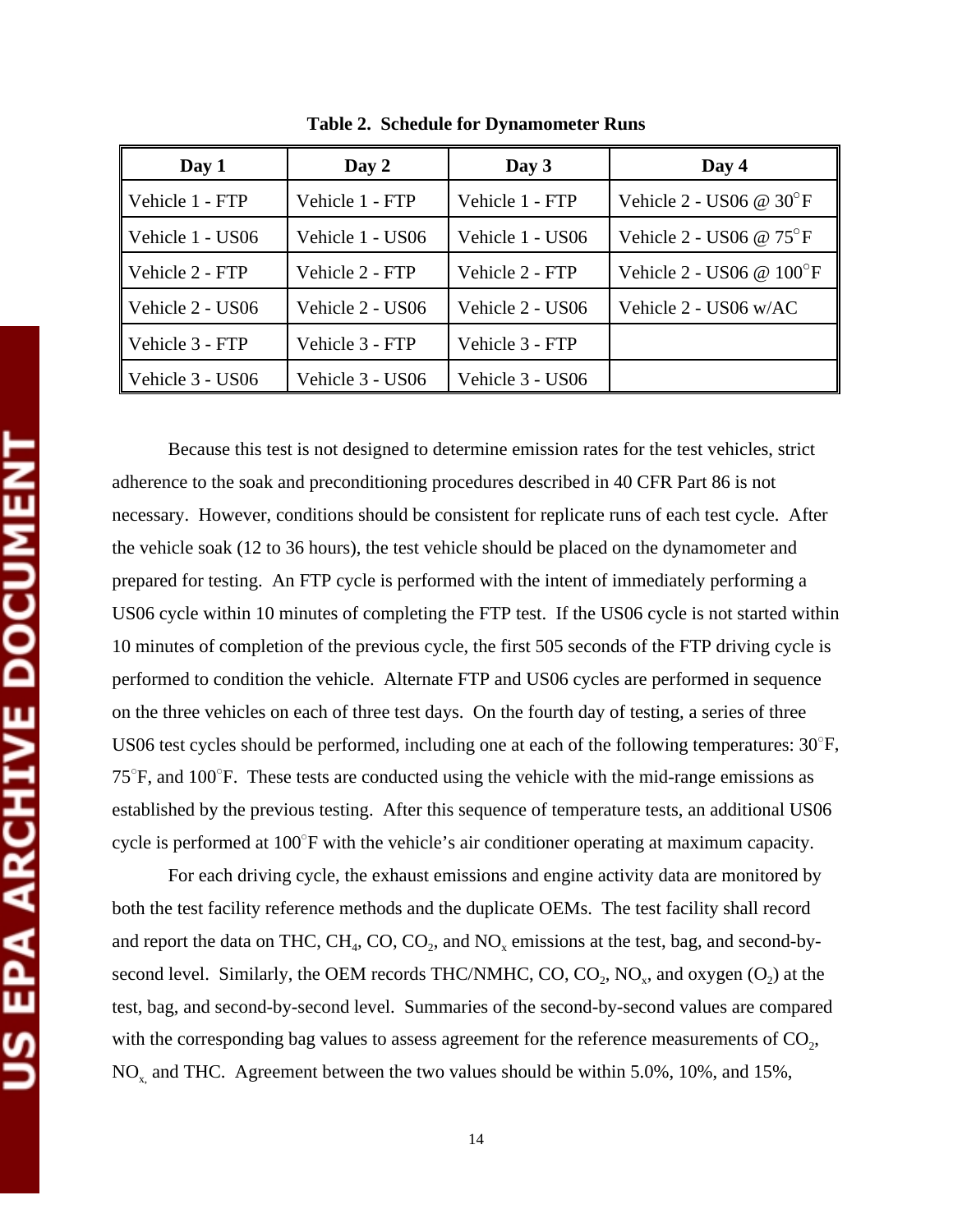**Table 2. Schedule for Dynamometer Runs**

| Day 1 | Day 2 | Day 3 | Day 4 |
|---|---|---|---|
| Vehicle 1 - FTP | Vehicle 1 - FTP | Vehicle 1 - FTP | Vehicle 2 - US06 @ 30°F |
| Vehicle 1 - US06 | Vehicle 1 - US06 | Vehicle 1 - US06 | Vehicle 2 - US06 @ 75°F |
| Vehicle 2 - FTP | Vehicle 2 - FTP | Vehicle 2 - FTP | Vehicle 2 - US06 @ 100°F |
| Vehicle 2 - US06 | Vehicle 2 - US06 | Vehicle 2 - US06 | Vehicle 2 - US06 w/AC |
| Vehicle 3 - FTP | Vehicle 3 - FTP | Vehicle 3 - FTP | |
| Vehicle 3 - US06 | Vehicle 3 - US06 | Vehicle 3 - US06 | |

Because this test is not designed to determine emission rates for the test vehicles, strict adherence to the soak and preconditioning procedures described in 40 CFR Part 86 is not necessary. However, conditions should be consistent for replicate runs of each test cycle. After the vehicle soak (12 to 36 hours), the test vehicle should be placed on the dynamometer and prepared for testing. An FTP cycle is performed with the intent of immediately performing a US06 cycle within 10 minutes of completing the FTP test. If the US06 cycle is not started within 10 minutes of completion of the previous cycle, the first 505 seconds of the FTP driving cycle is performed to condition the vehicle. Alternate FTP and US06 cycles are performed in sequence on the three vehicles on each of three test days. On the fourth day of testing, a series of three US06 test cycles should be performed, including one at each of the following temperatures: 30°F, 75°F, and 100°F. These tests are conducted using the vehicle with the mid-range emissions as established by the previous testing. After this sequence of temperature tests, an additional US06 cycle is performed at 100°F with the vehicle's air conditioner operating at maximum capacity.

For each driving cycle, the exhaust emissions and engine activity data are monitored by both the test facility reference methods and the duplicate OEMs. The test facility shall record and report the data on THC, $CH_4$, CO, $CO_2$, and $NO_x$ emissions at the test, bag, and second-by-second level. Similarly, the OEM records THC/NMHC, CO, $CO_2$, $NO_x$, and oxygen ($O_2$) at the test, bag, and second-by-second level. Summaries of the second-by-second values are compared with the corresponding bag values to assess agreement for the reference measurements of $CO_2$, $NO_x$, and THC. Agreement between the two values should be within 5.0%, 10%, and 15%,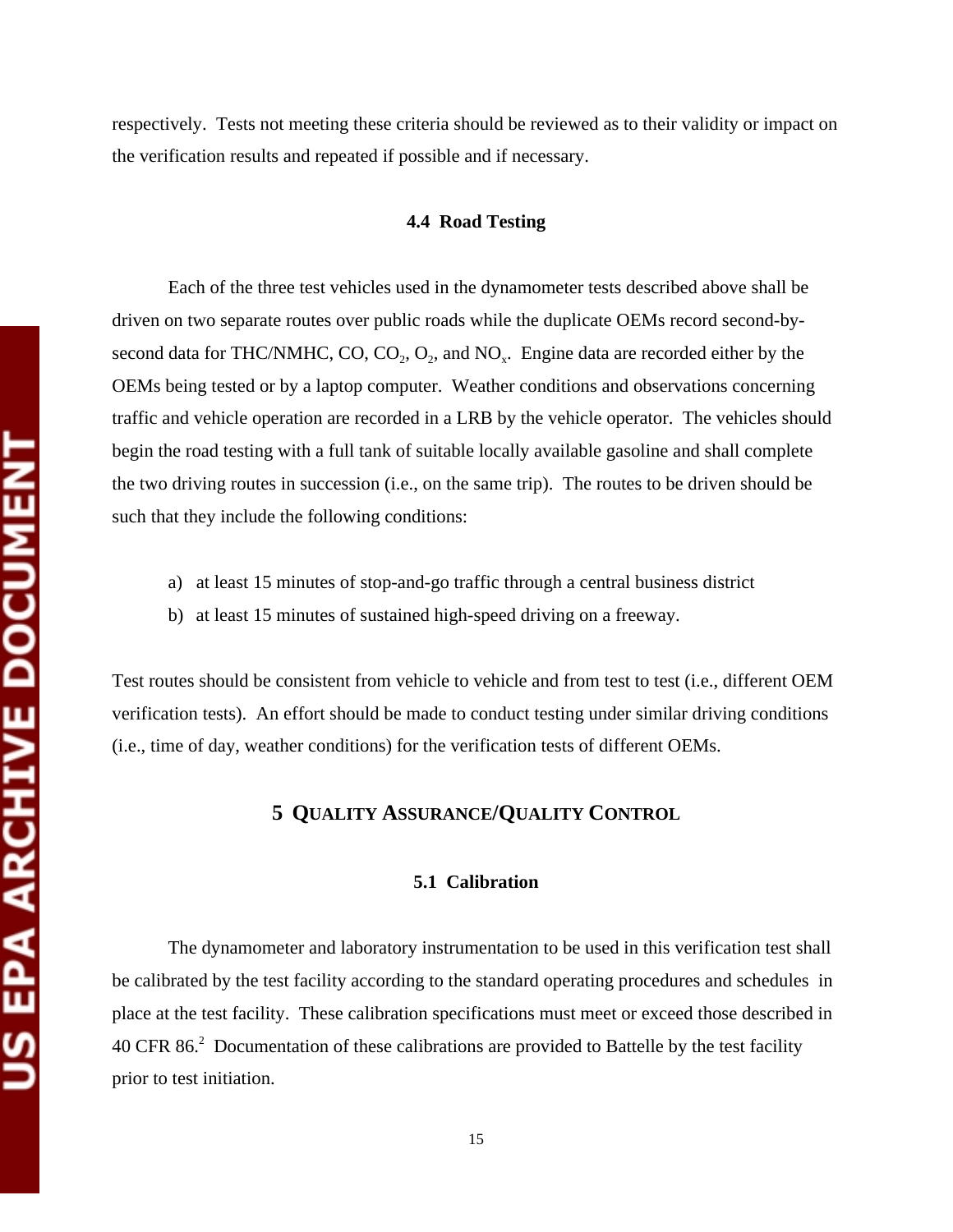respectively. Tests not meeting these criteria should be reviewed as to their validity or impact on the verification results and repeated if possible and if necessary.

### 4.4 Road Testing

Each of the three test vehicles used in the dynamometer tests described above shall be driven on two separate routes over public roads while the duplicate OEMs record second-by-second data for THC/NMHC, CO, $CO_2$, $O_2$, and $NO_x$. Engine data are recorded either by the OEMs being tested or by a laptop computer. Weather conditions and observations concerning traffic and vehicle operation are recorded in a LRB by the vehicle operator. The vehicles should begin the road testing with a full tank of suitable locally available gasoline and shall complete the two driving routes in succession (i.e., on the same trip). The routes to be driven should be such that they include the following conditions:

a) at least 15 minutes of stop-and-go traffic through a central business district
b) at least 15 minutes of sustained high-speed driving on a freeway.

Test routes should be consistent from vehicle to vehicle and from test to test (i.e., different OEM verification tests). An effort should be made to conduct testing under similar driving conditions (i.e., time of day, weather conditions) for the verification tests of different OEMs.

## 5 QUALITY ASSURANCE/QUALITY CONTROL

### 5.1 Calibration

The dynamometer and laboratory instrumentation to be used in this verification test shall be calibrated by the test facility according to the standard operating procedures and schedules in place at the test facility. These calibration specifications must meet or exceed those described in 40 CFR 86.[2] Documentation of these calibrations are provided to Battelle by the test facility prior to test initiation.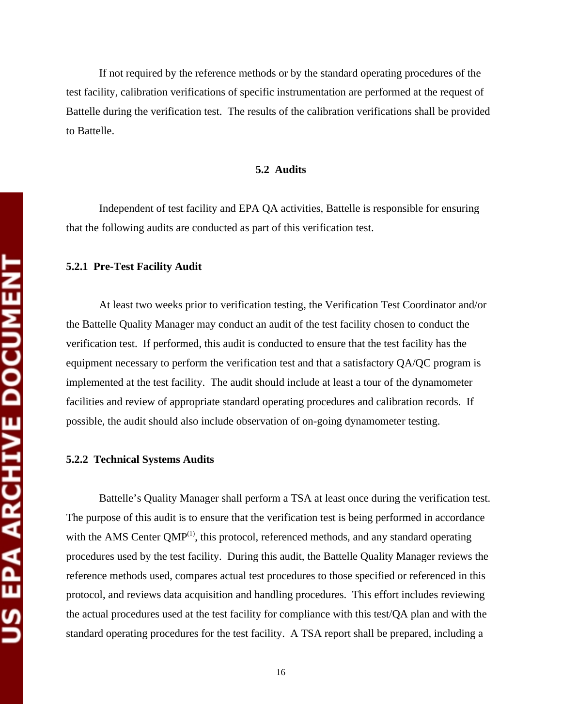If not required by the reference methods or by the standard operating procedures of the test facility, calibration verifications of specific instrumentation are performed at the request of Battelle during the verification test. The results of the calibration verifications shall be provided to Battelle.

## 5.2 Audits

Independent of test facility and EPA QA activities, Battelle is responsible for ensuring that the following audits are conducted as part of this verification test.

### 5.2.1 Pre-Test Facility Audit

At least two weeks prior to verification testing, the Verification Test Coordinator and/or the Battelle Quality Manager may conduct an audit of the test facility chosen to conduct the verification test. If performed, this audit is conducted to ensure that the test facility has the equipment necessary to perform the verification test and that a satisfactory QA/QC program is implemented at the test facility. The audit should include at least a tour of the dynamometer facilities and review of appropriate standard operating procedures and calibration records. If possible, the audit should also include observation of on-going dynamometer testing.

### 5.2.2 Technical Systems Audits

Battelle's Quality Manager shall perform a TSA at least once during the verification test. The purpose of this audit is to ensure that the verification test is being performed in accordance with the AMS Center QMP[1], this protocol, referenced methods, and any standard operating procedures used by the test facility. During this audit, the Battelle Quality Manager reviews the reference methods used, compares actual test procedures to those specified or referenced in this protocol, and reviews data acquisition and handling procedures. This effort includes reviewing the actual procedures used at the test facility for compliance with this test/QA plan and with the standard operating procedures for the test facility. A TSA report shall be prepared, including a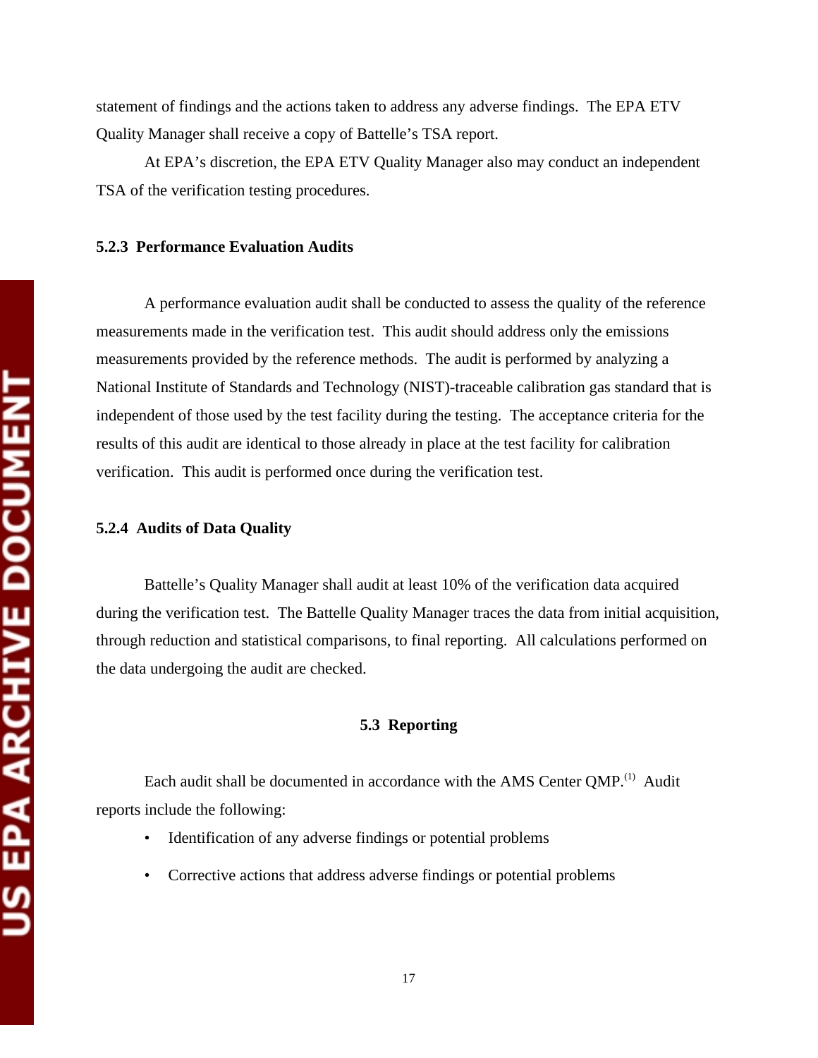statement of findings and the actions taken to address any adverse findings. The EPA ETV Quality Manager shall receive a copy of Battelle's TSA report.

At EPA's discretion, the EPA ETV Quality Manager also may conduct an independent TSA of the verification testing procedures.

### 5.2.3 Performance Evaluation Audits

A performance evaluation audit shall be conducted to assess the quality of the reference measurements made in the verification test. This audit should address only the emissions measurements provided by the reference methods. The audit is performed by analyzing a National Institute of Standards and Technology (NIST)-traceable calibration gas standard that is independent of those used by the test facility during the testing. The acceptance criteria for the results of this audit are identical to those already in place at the test facility for calibration verification. This audit is performed once during the verification test.

### 5.2.4 Audits of Data Quality

Battelle's Quality Manager shall audit at least 10% of the verification data acquired during the verification test. The Battelle Quality Manager traces the data from initial acquisition, through reduction and statistical comparisons, to final reporting. All calculations performed on the data undergoing the audit are checked.

## 5.3 Reporting

Each audit shall be documented in accordance with the AMS Center QMP.[1] Audit reports include the following:

- Identification of any adverse findings or potential problems
- Corrective actions that address adverse findings or potential problems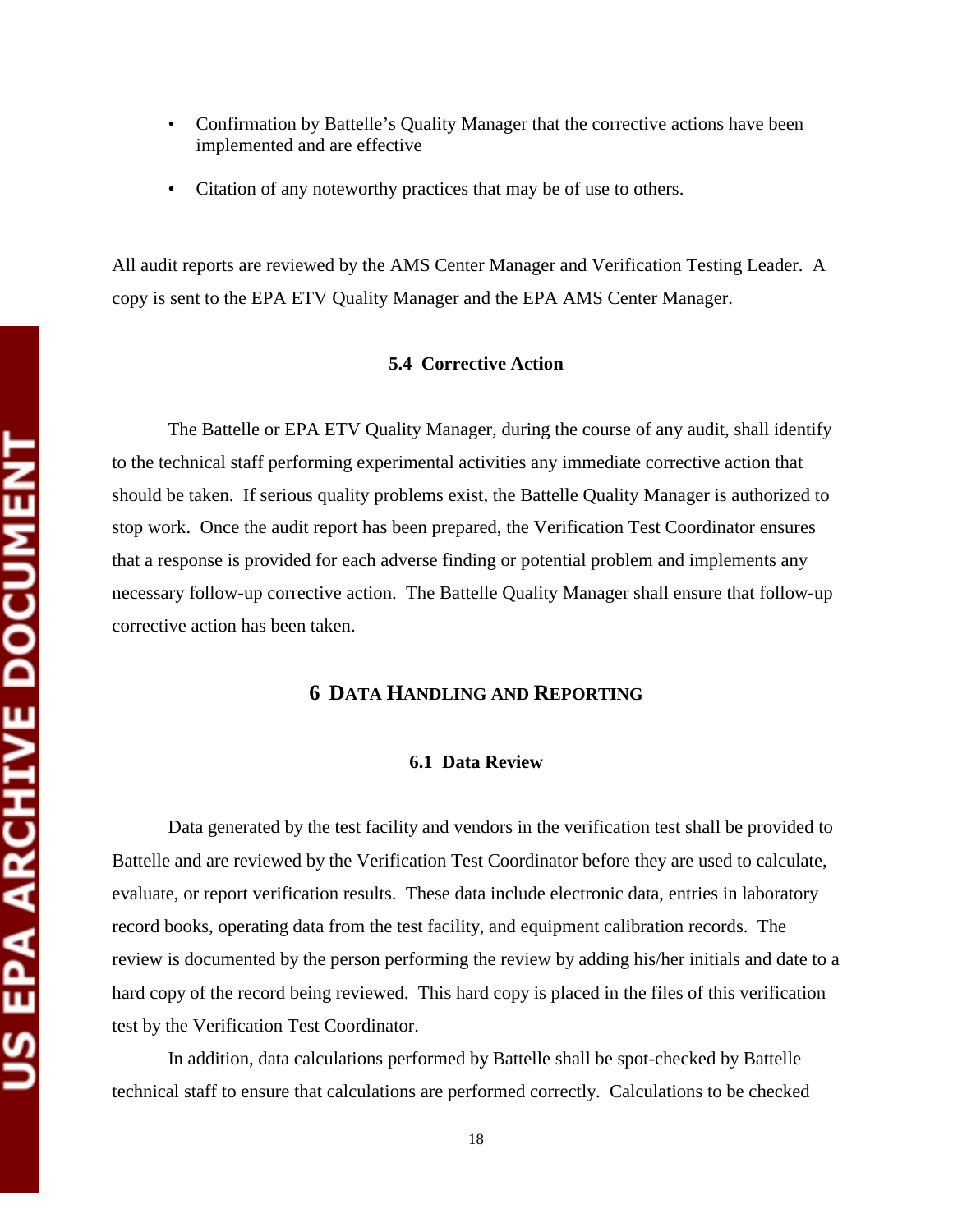- Confirmation by Battelle's Quality Manager that the corrective actions have been implemented and are effective
- Citation of any noteworthy practices that may be of use to others.

All audit reports are reviewed by the AMS Center Manager and Verification Testing Leader. A copy is sent to the EPA ETV Quality Manager and the EPA AMS Center Manager.

### 5.4 Corrective Action

The Battelle or EPA ETV Quality Manager, during the course of any audit, shall identify to the technical staff performing experimental activities any immediate corrective action that should be taken. If serious quality problems exist, the Battelle Quality Manager is authorized to stop work. Once the audit report has been prepared, the Verification Test Coordinator ensures that a response is provided for each adverse finding or potential problem and implements any necessary follow-up corrective action. The Battelle Quality Manager shall ensure that follow-up corrective action has been taken.

## 6 Data Handling and Reporting

### 6.1 Data Review

Data generated by the test facility and vendors in the verification test shall be provided to Battelle and are reviewed by the Verification Test Coordinator before they are used to calculate, evaluate, or report verification results. These data include electronic data, entries in laboratory record books, operating data from the test facility, and equipment calibration records. The review is documented by the person performing the review by adding his/her initials and date to a hard copy of the record being reviewed. This hard copy is placed in the files of this verification test by the Verification Test Coordinator.

In addition, data calculations performed by Battelle shall be spot-checked by Battelle technical staff to ensure that calculations are performed correctly. Calculations to be checked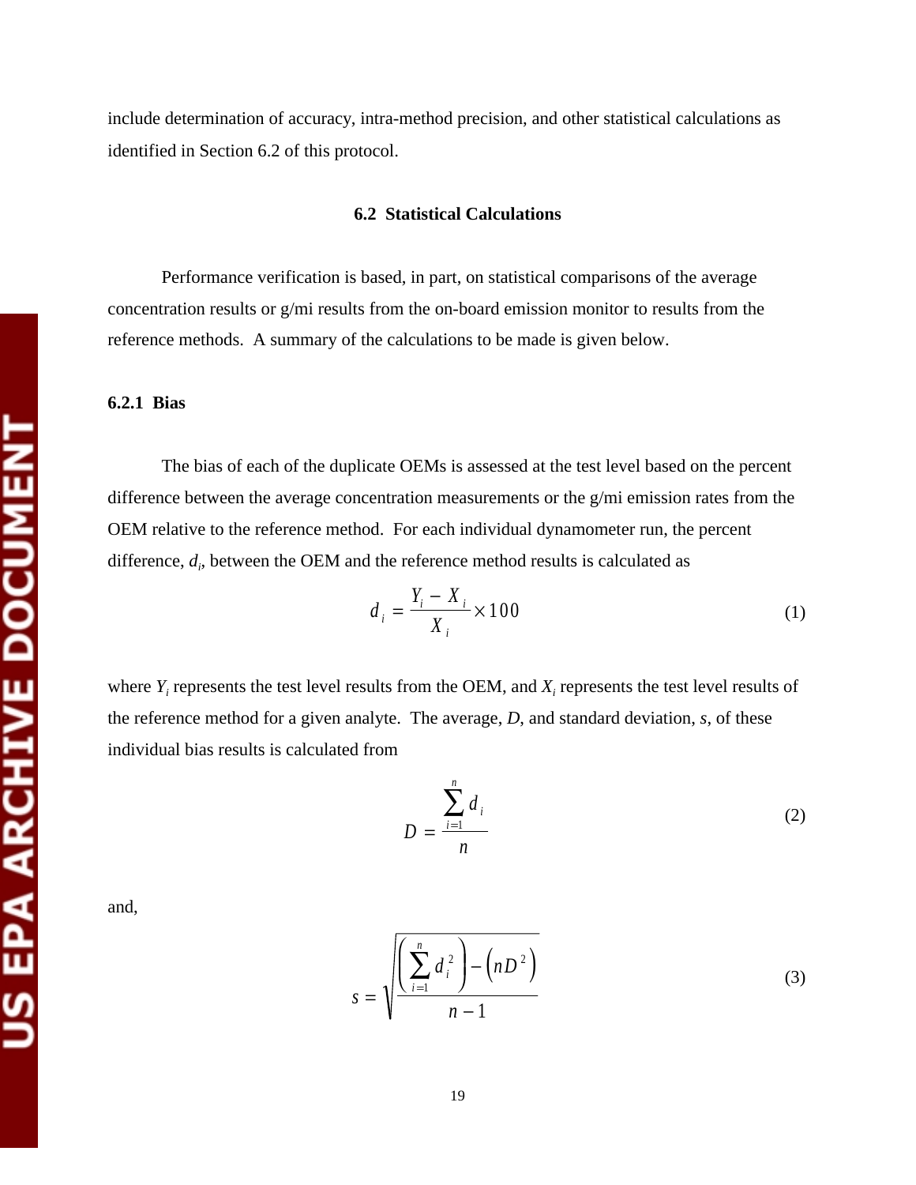include determination of accuracy, intra-method precision, and other statistical calculations as identified in Section 6.2 of this protocol.

## 6.2 Statistical Calculations

Performance verification is based, in part, on statistical comparisons of the average concentration results or g/mi results from the on-board emission monitor to results from the reference methods. A summary of the calculations to be made is given below.

### 6.2.1 Bias

The bias of each of the duplicate OEMs is assessed at the test level based on the percent difference between the average concentration measurements or the g/mi emission rates from the OEM relative to the reference method. For each individual dynamometer run, the percent difference, $d_i$, between the OEM and the reference method results is calculated as

$$d_i = \frac{Y_i - X_i}{X_i} \times 100 \tag{1}$$

where $Y_i$ represents the test level results from the OEM, and $X_i$ represents the test level results of the reference method for a given analyte. The average, $D$, and standard deviation, $s$, of these individual bias results is calculated from

$$D = \frac{\sum_{i=1}^{n} d_i}{n} \tag{2}$$

and,

$$s = \sqrt{\frac{\left(\sum_{i=1}^{n} d_i^2\right) - \left(nD^2\right)}{n-1}} \tag{3}$$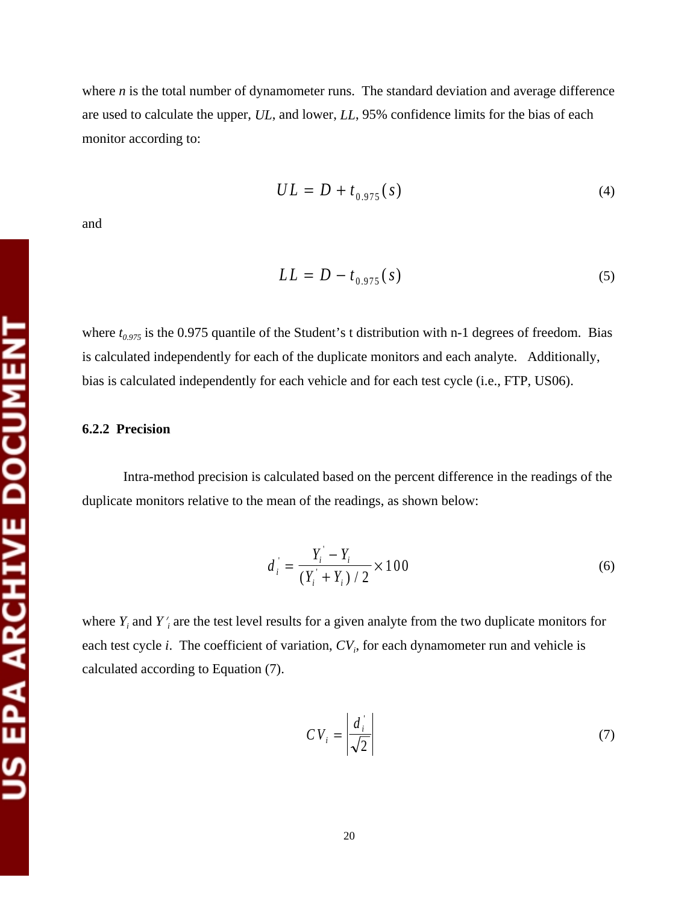where $n$ is the total number of dynamometer runs. The standard deviation and average difference are used to calculate the upper, $UL$, and lower, $LL$, 95% confidence limits for the bias of each monitor according to:

$$UL = D + t_{0.975}(s) \tag{4}$$

and

$$LL = D - t_{0.975}(s) \tag{5}$$

where $t_{0.975}$ is the 0.975 quantile of the Student's t distribution with n-1 degrees of freedom. Bias is calculated independently for each of the duplicate monitors and each analyte. Additionally, bias is calculated independently for each vehicle and for each test cycle (i.e., FTP, US06).

### 6.2.2 Precision

Intra-method precision is calculated based on the percent difference in the readings of the duplicate monitors relative to the mean of the readings, as shown below:

$$d_i^{'} = \frac{Y_i^{'} - Y_i}{(Y_i^{'} + Y_i) / 2} \times 100 \tag{6}$$

where $Y_i$ and $Y'_i$ are the test level results for a given analyte from the two duplicate monitors for each test cycle $i$. The coefficient of variation, $CV_i$, for each dynamometer run and vehicle is calculated according to Equation (7).

$$CV_i = \left| \frac{d_i^{'}}{\sqrt{2}} \right| \tag{7}$$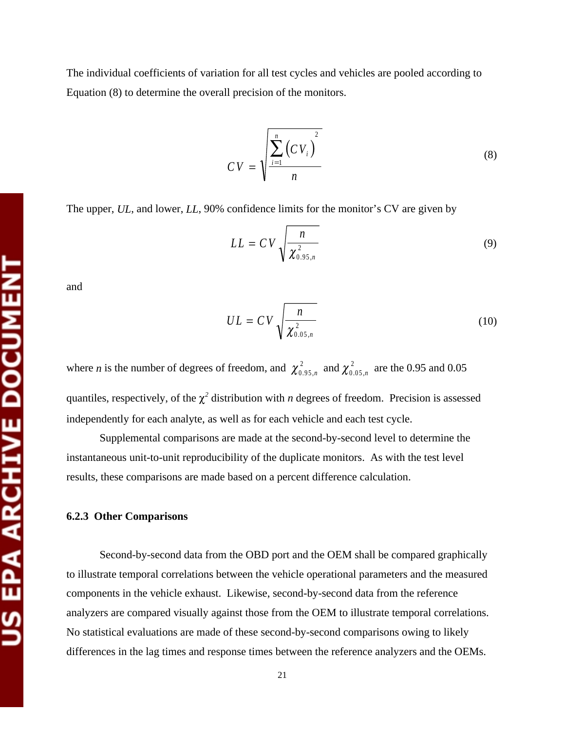The individual coefficients of variation for all test cycles and vehicles are pooled according to Equation (8) to determine the overall precision of the monitors.

$$CV = \sqrt{\frac{\sum_{i=1}^{n} \left(CV_i\right)^2}{n}} \tag{8}$$

The upper, *UL*, and lower, *LL*, 90% confidence limits for the monitor's CV are given by

$$LL = CV\sqrt{\frac{n}{\chi^2_{0.95,n}}} \tag{9}$$

and

$$UL = CV\sqrt{\frac{n}{\chi^2_{0.05,n}}} \tag{10}$$

where *n* is the number of degrees of freedom, and $\chi^2_{0.95,n}$ and $\chi^2_{0.05,n}$ are the 0.95 and 0.05 quantiles, respectively, of the $\chi^2$ distribution with *n* degrees of freedom. Precision is assessed independently for each analyte, as well as for each vehicle and each test cycle.

Supplemental comparisons are made at the second-by-second level to determine the instantaneous unit-to-unit reproducibility of the duplicate monitors. As with the test level results, these comparisons are made based on a percent difference calculation.

#### 6.2.3 Other Comparisons

Second-by-second data from the OBD port and the OEM shall be compared graphically to illustrate temporal correlations between the vehicle operational parameters and the measured components in the vehicle exhaust. Likewise, second-by-second data from the reference analyzers are compared visually against those from the OEM to illustrate temporal correlations. No statistical evaluations are made of these second-by-second comparisons owing to likely differences in the lag times and response times between the reference analyzers and the OEMs.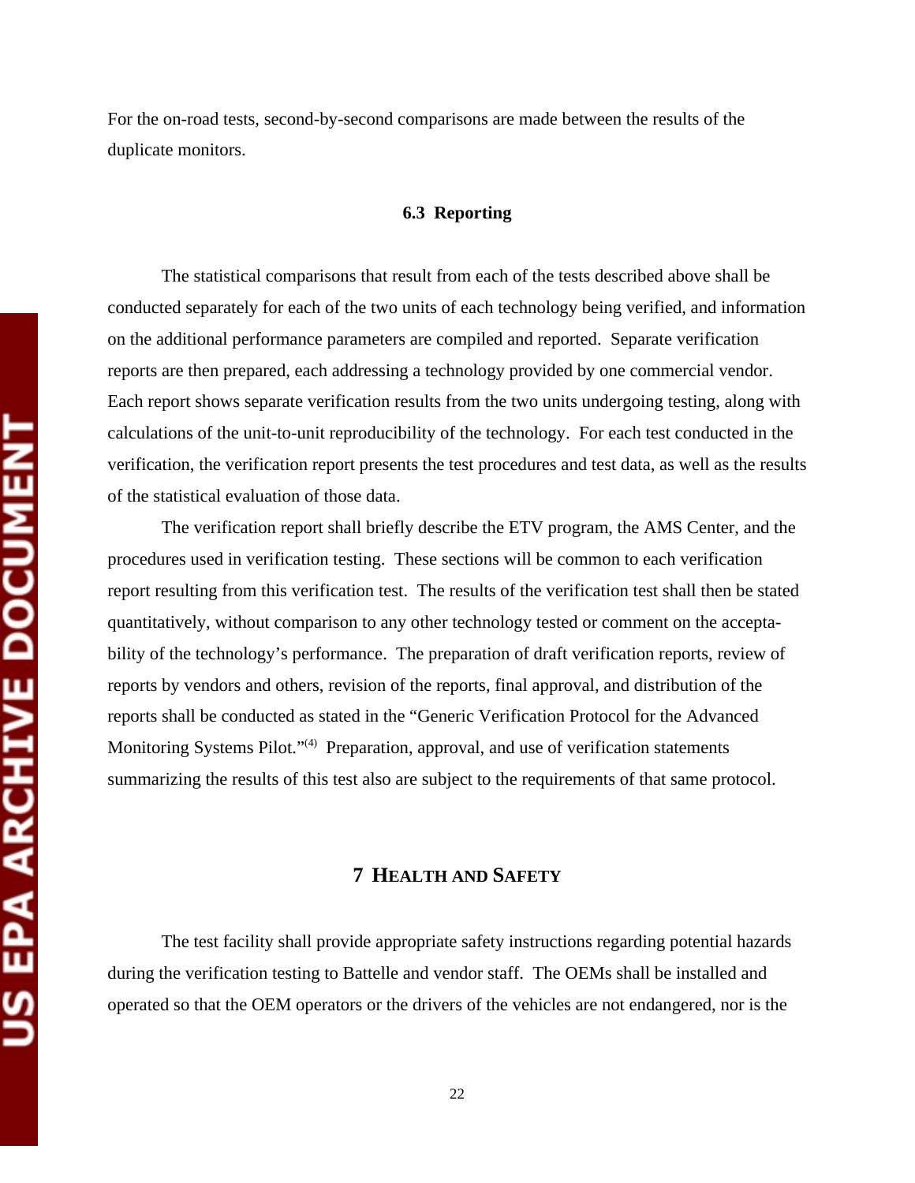For the on-road tests, second-by-second comparisons are made between the results of the duplicate monitors.

### 6.3 Reporting

The statistical comparisons that result from each of the tests described above shall be conducted separately for each of the two units of each technology being verified, and information on the additional performance parameters are compiled and reported. Separate verification reports are then prepared, each addressing a technology provided by one commercial vendor. Each report shows separate verification results from the two units undergoing testing, along with calculations of the unit-to-unit reproducibility of the technology. For each test conducted in the verification, the verification report presents the test procedures and test data, as well as the results of the statistical evaluation of those data.

The verification report shall briefly describe the ETV program, the AMS Center, and the procedures used in verification testing. These sections will be common to each verification report resulting from this verification test. The results of the verification test shall then be stated quantitatively, without comparison to any other technology tested or comment on the acceptability of the technology's performance. The preparation of draft verification reports, review of reports by vendors and others, revision of the reports, final approval, and distribution of the reports shall be conducted as stated in the "Generic Verification Protocol for the Advanced Monitoring Systems Pilot."(4) Preparation, approval, and use of verification statements summarizing the results of this test also are subject to the requirements of that same protocol.

## 7 HEALTH AND SAFETY

The test facility shall provide appropriate safety instructions regarding potential hazards during the verification testing to Battelle and vendor staff. The OEMs shall be installed and operated so that the OEM operators or the drivers of the vehicles are not endangered, nor is the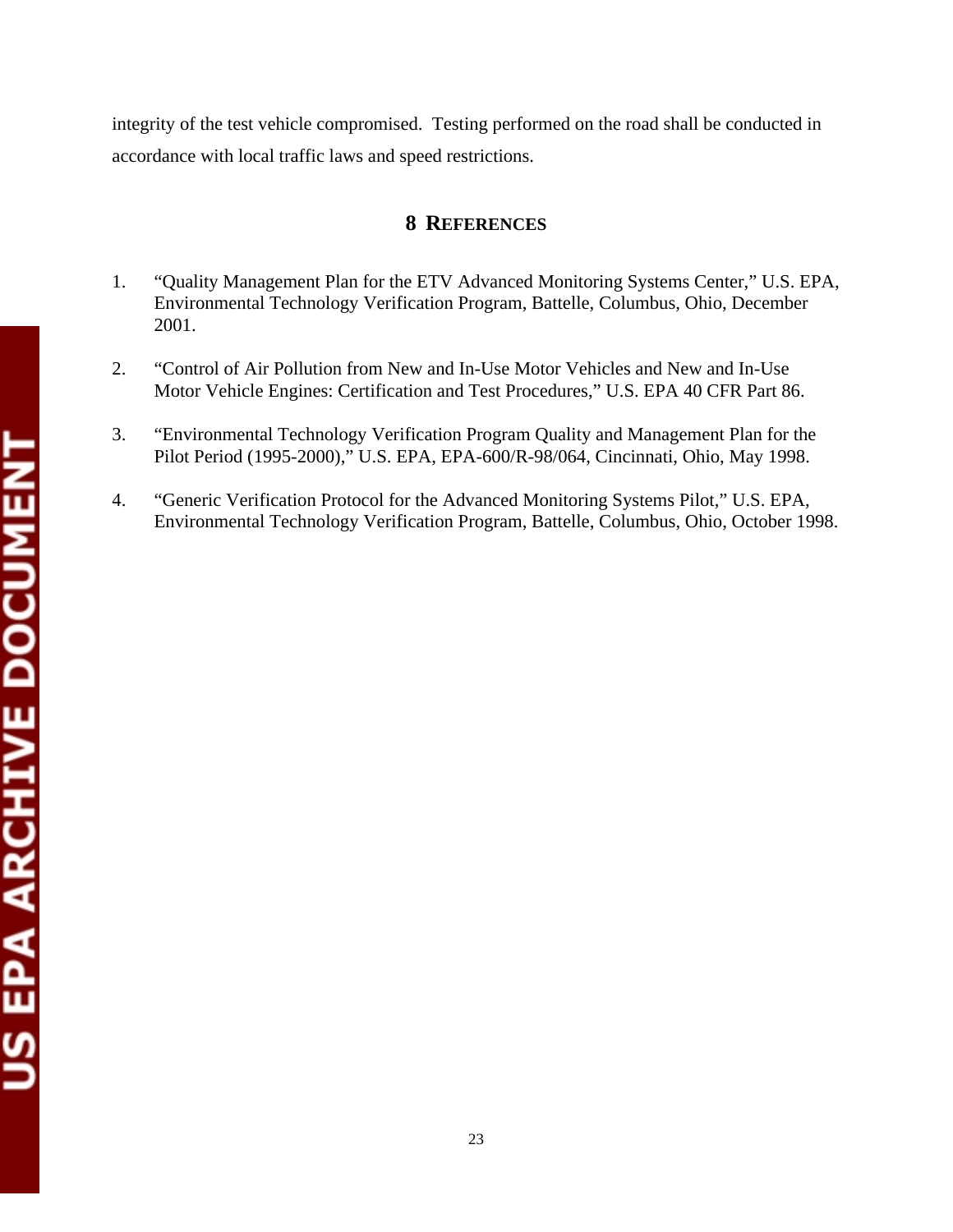integrity of the test vehicle compromised. Testing performed on the road shall be conducted in accordance with local traffic laws and speed restrictions.

## 8 REFERENCES

1. "Quality Management Plan for the ETV Advanced Monitoring Systems Center," U.S. EPA, Environmental Technology Verification Program, Battelle, Columbus, Ohio, December 2001.

2. "Control of Air Pollution from New and In-Use Motor Vehicles and New and In-Use Motor Vehicle Engines: Certification and Test Procedures," U.S. EPA 40 CFR Part 86.

3. "Environmental Technology Verification Program Quality and Management Plan for the Pilot Period (1995-2000)," U.S. EPA, EPA-600/R-98/064, Cincinnati, Ohio, May 1998.

4. "Generic Verification Protocol for the Advanced Monitoring Systems Pilot," U.S. EPA, Environmental Technology Verification Program, Battelle, Columbus, Ohio, October 1998.